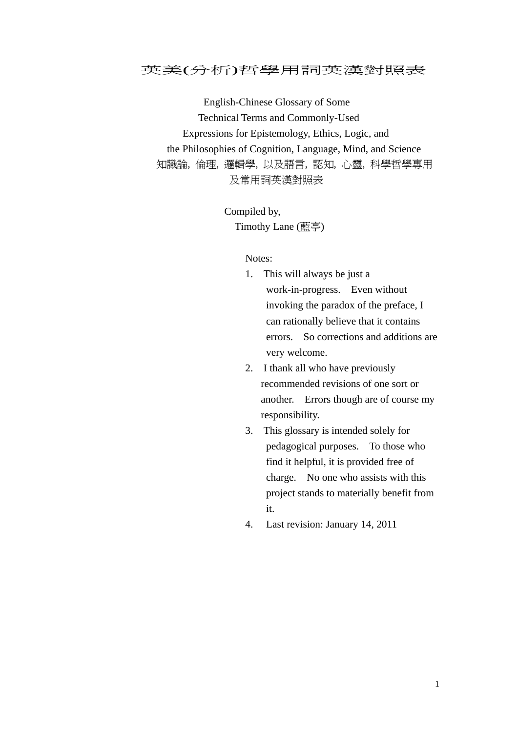# 英美(分析)哲學用詞英漢對照表

English-Chinese Glossary of Some
Technical Terms and Commonly-Used
Expressions for Epistemology, Ethics, Logic, and
the Philosophies of Cognition, Language, Mind, and Science
知識論，倫理，邏輯學，以及語言，認知，心靈，科學哲學專用
及常用詞英漢對照表

Compiled by,
Timothy Lane (藍亭)

Notes:

1. This will always be just a work-in-progress. Even without invoking the paradox of the preface, I can rationally believe that it contains errors. So corrections and additions are very welcome.
2. I thank all who have previously recommended revisions of one sort or another. Errors though are of course my responsibility.
3. This glossary is intended solely for pedagogical purposes. To those who find it helpful, it is provided free of charge. No one who assists with this project stands to materially benefit from it.
4. Last revision: January 14, 2011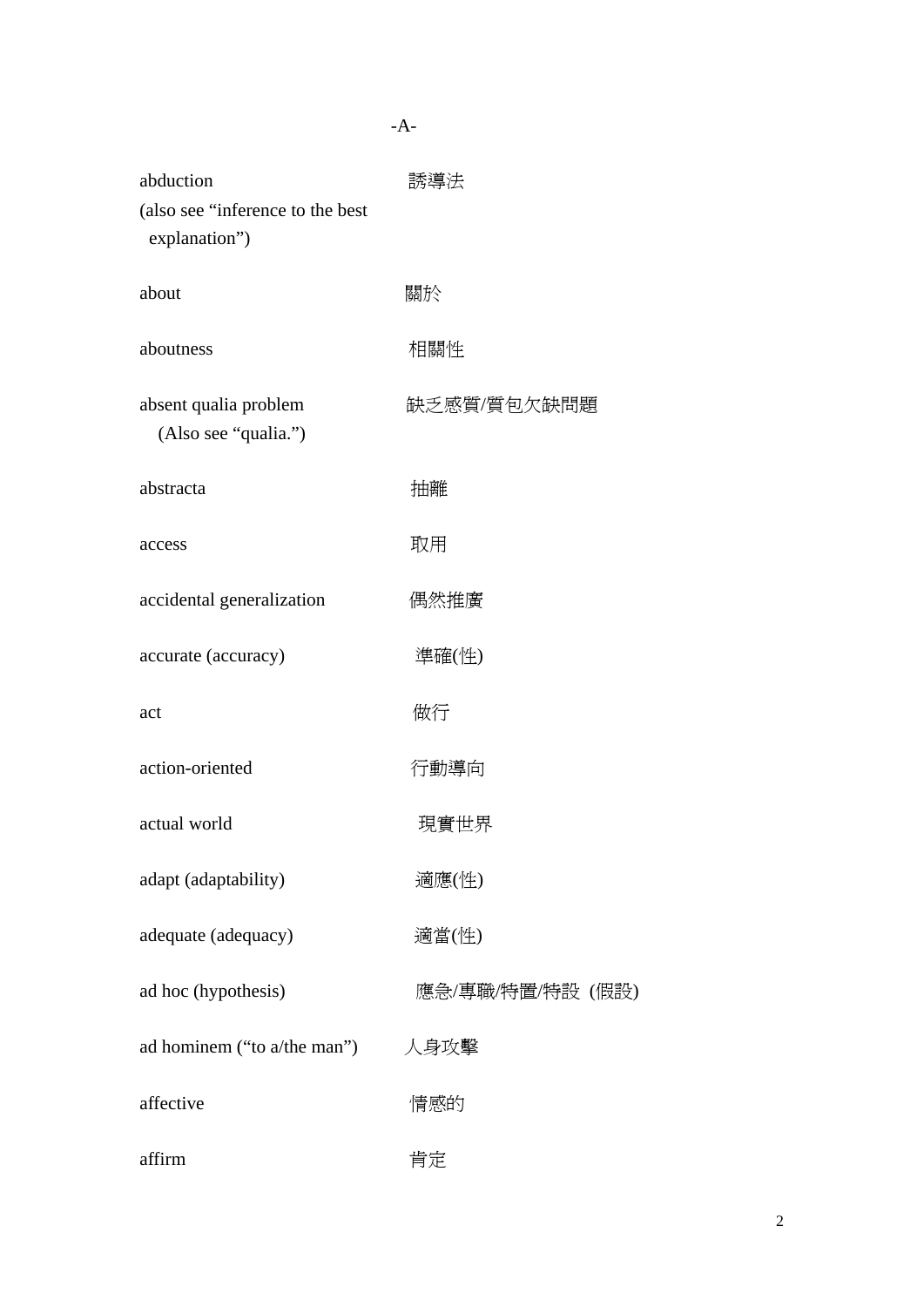# -A-

| | |
|---|---|
| abduction (also see “inference to the best explanation”) | 誘導法 |
| about | 關於 |
| aboutness | 相關性 |
| absent qualia problem (Also see “qualia.”) | 缺乏感質/質包欠缺問題 |
| abstracta | 抽離 |
| access | 取用 |
| accidental generalization | 偶然推廣 |
| accurate (accuracy) | 準確(性) |
| act | 做行 |
| action-oriented | 行動導向 |
| actual world | 現實世界 |
| adapt (adaptability) | 適應(性) |
| adequate (adequacy) | 適當(性) |
| ad hoc (hypothesis) | 應急/專職/特置/特設 (假設) |
| ad hominem (“to a/the man”) | 人身攻擊 |
| affective | 情感的 |
| affirm | 肯定 |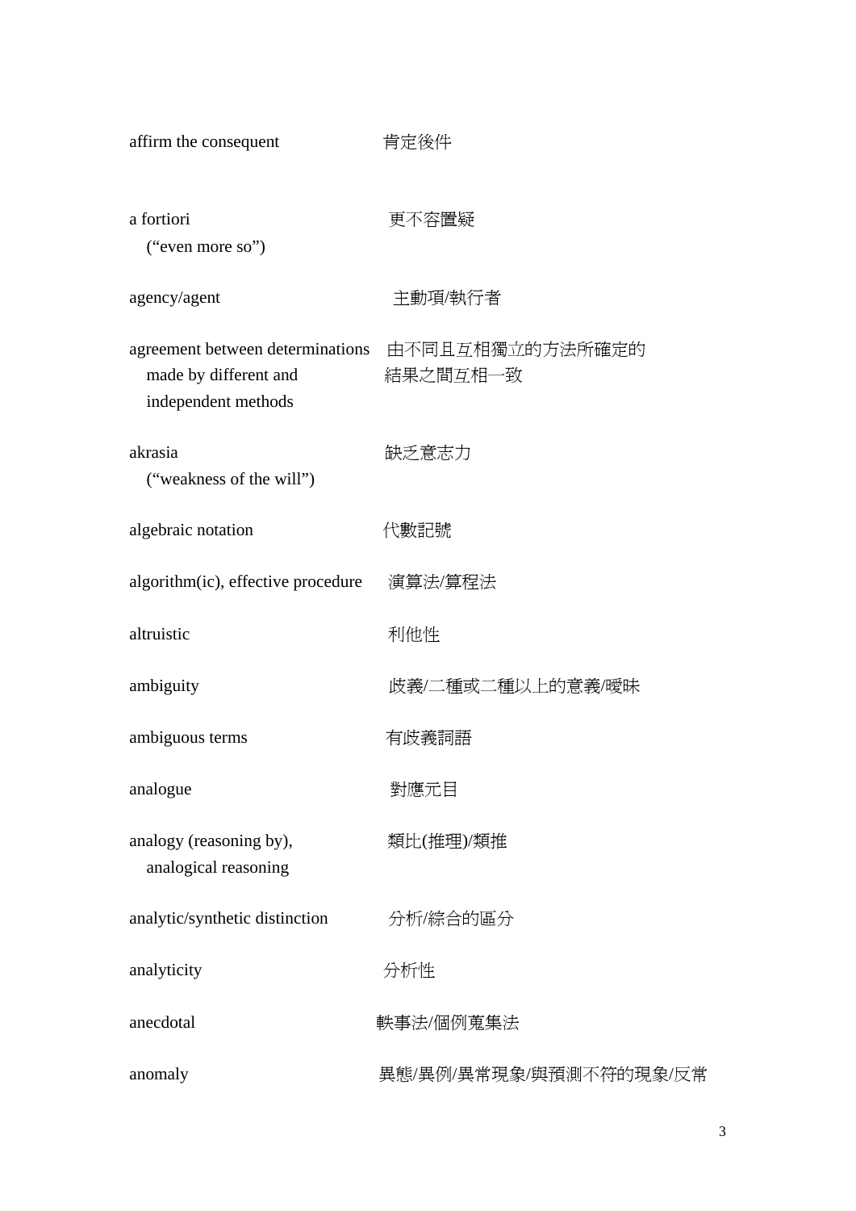| | |
|---|---|
| affirm the consequent | 肯定後件 |
| a fortiori<br>("even more so") | 更不容置疑 |
| agency/agent | 主動項/執行者 |
| agreement between determinations made by different and independent methods | 由不同且互相獨立的方法所確定的結果之間互相一致 |
| akrasia<br>("weakness of the will") | 缺乏意志力 |
| algebraic notation | 代數記號 |
| algorithm(ic), effective procedure | 演算法/算程法 |
| altruistic | 利他性 |
| ambiguity | 歧義/二種或二種以上的意義/曖昧 |
| ambiguous terms | 有歧義詞語 |
| analogue | 對應元目 |
| analogy (reasoning by),<br>analogical reasoning | 類比(推理)/類推 |
| analytic/synthetic distinction | 分析/綜合的區分 |
| analyticity | 分析性 |
| anecdotal | 軼事法/個例蒐集法 |
| anomaly | 異態/異例/異常現象/與預測不符的現象/反常 |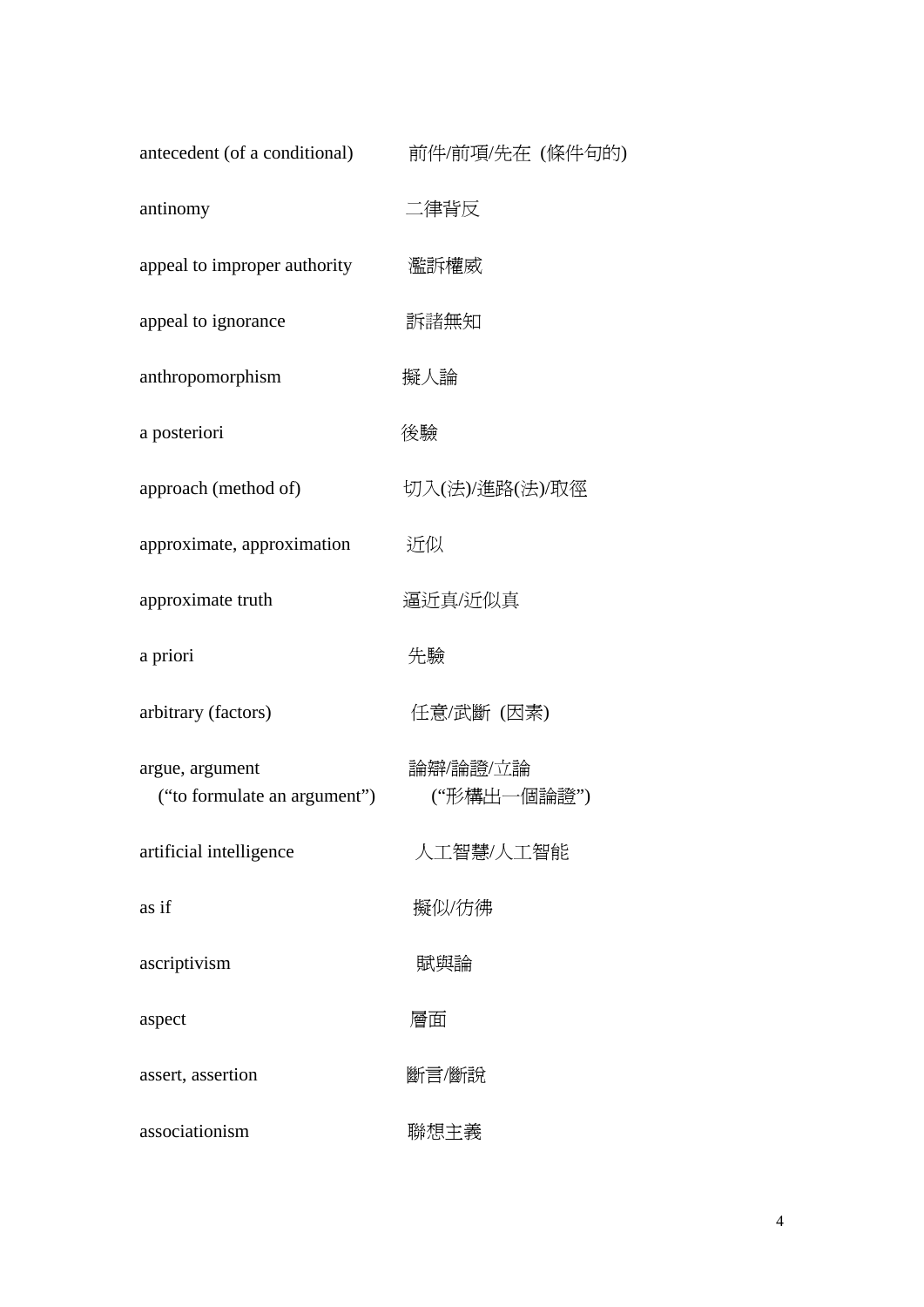| | |
|---|---|
| antecedent (of a conditional) | 前件/前項/先在 (條件句的) |
| antinomy | 二律背反 |
| appeal to improper authority | 濫訴權威 |
| appeal to ignorance | 訴諸無知 |
| anthropomorphism | 擬人論 |
| a posteriori | 後驗 |
| approach (method of) | 切入(法)/進路(法)/取徑 |
| approximate, approximation | 近似 |
| approximate truth | 逼近真/近似真 |
| a priori | 先驗 |
| arbitrary (factors) | 任意/武斷 (因素) |
| argue, argument<br>(“to formulate an argument”) | 論辯/論證/立論<br>(“形構出一個論證”) |
| artificial intelligence | 人工智慧/人工智能 |
| as if | 擬似/彷彿 |
| ascriptivism | 賦與論 |
| aspect | 層面 |
| assert, assertion | 斷言/斷說 |
| associationism | 聯想主義 |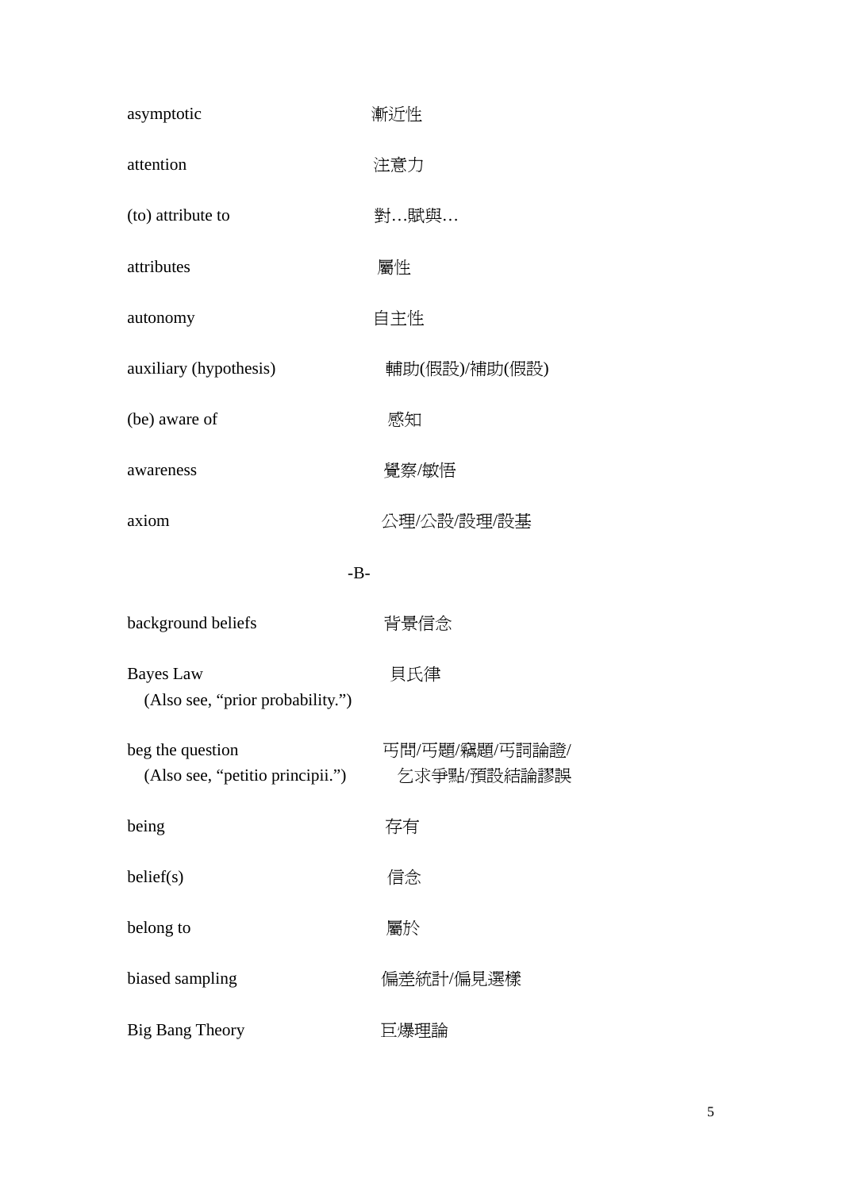| | |
|---|---|
| asymptotic | 漸近性 |
| attention | 注意力 |
| (to) attribute to | 對…賦與… |
| attributes | 屬性 |
| autonomy | 自主性 |
| auxiliary (hypothesis) | 輔助(假設)/補助(假設) |
| (be) aware of | 感知 |
| awareness | 覺察/敏悟 |
| axiom | 公理/公設/設理/設基 |

-B-

| | |
|---|---|
| background beliefs | 背景信念 |
| Bayes Law (Also see, "prior probability.") | 貝氏律 |
| beg the question (Also see, "petitio principii.") | 丐問/丐題/竊題/丐詞論證/乞求爭點/預設結論謬誤 |
| being | 存有 |
| belief(s) | 信念 |
| belong to | 屬於 |
| biased sampling | 偏差統計/偏見選樣 |
| Big Bang Theory | 巨爆理論 |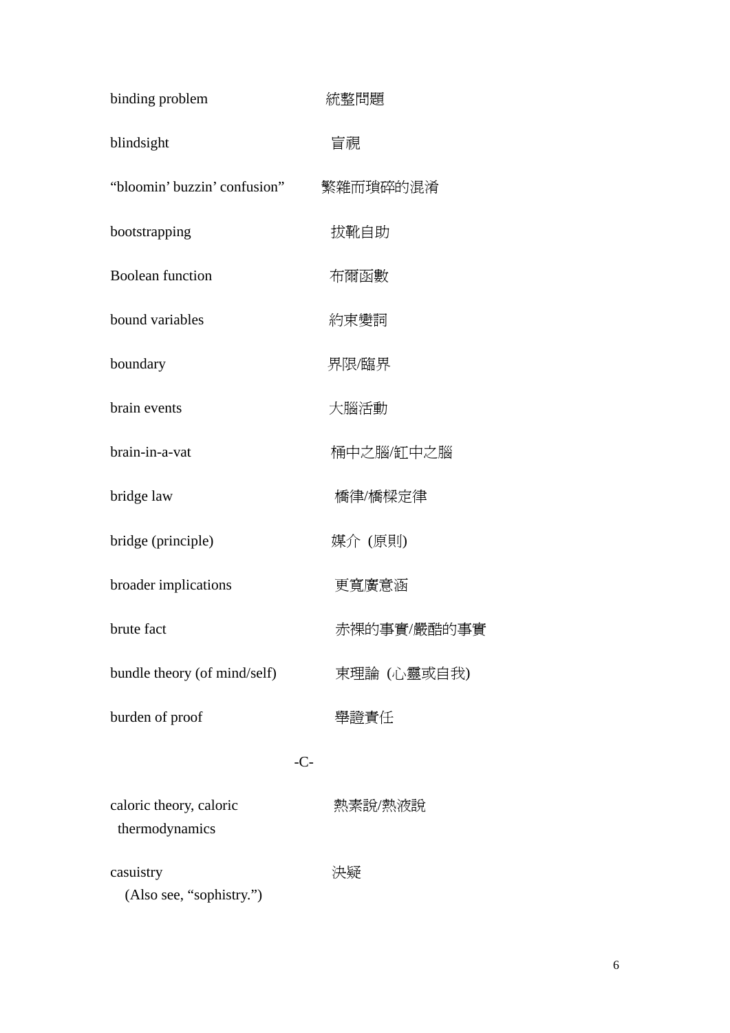| | |
|---|---|
| binding problem | 統整問題 |
| blindsight | 盲視 |
| “bloomin’ buzzin’ confusion” | 繁雜而瑣碎的混淆 |
| bootstrapping | 拔靴自助 |
| Boolean function | 布爾函數 |
| bound variables | 約束變詞 |
| boundary | 界限/臨界 |
| brain events | 大腦活動 |
| brain-in-a-vat | 桶中之腦/缸中之腦 |
| bridge law | 橋律/橋樑定律 |
| bridge (principle) | 媒介 (原則) |
| broader implications | 更寬廣意涵 |
| brute fact | 赤裸的事實/嚴酷的事實 |
| bundle theory (of mind/self) | 束理論 (心靈或自我) |
| burden of proof | 舉證責任 |

-C-

| | |
|---|---|
| caloric theory, caloric thermodynamics | 熱素說/熱液說 |
| casuistry (Also see, “sophistry.”) | 決疑 |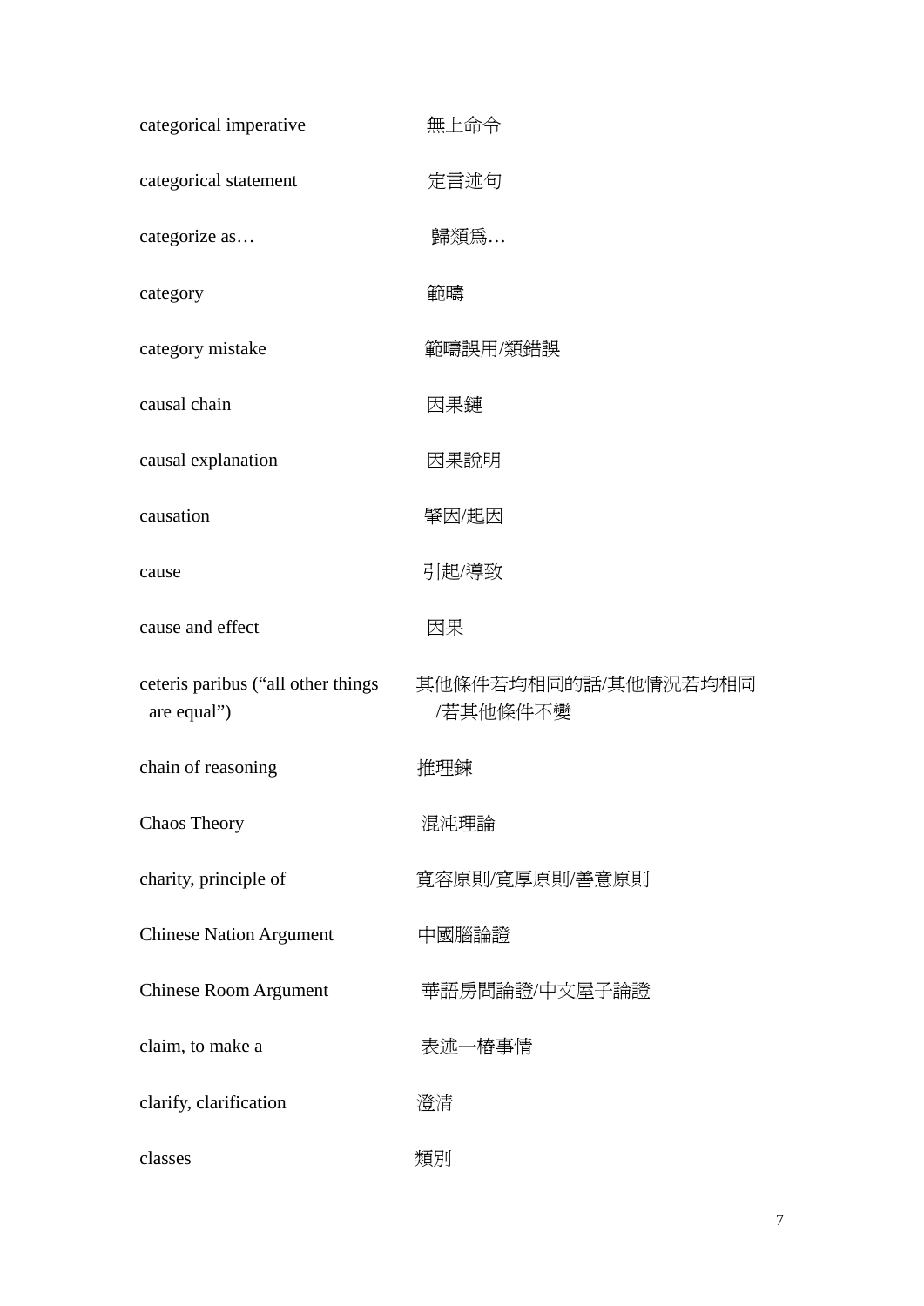| | |
|---|---|
| categorical imperative | 無上命令 |
| categorical statement | 定言述句 |
| categorize as… | 歸類爲… |
| category | 範疇 |
| category mistake | 範疇誤用/類錯誤 |
| causal chain | 因果鏈 |
| causal explanation | 因果說明 |
| causation | 肇因/起因 |
| cause | 引起/導致 |
| cause and effect | 因果 |
| ceteris paribus (“all other things are equal”) | 其他條件若均相同的話/其他情況若均相同/若其他條件不變 |
| chain of reasoning | 推理鍊 |
| Chaos Theory | 混沌理論 |
| charity, principle of | 寬容原則/寬厚原則/善意原則 |
| Chinese Nation Argument | 中國腦論證 |
| Chinese Room Argument | 華語房間論證/中文屋子論證 |
| claim, to make a | 表述一樁事情 |
| clarify, clarification | 澄清 |
| classes | 類別 |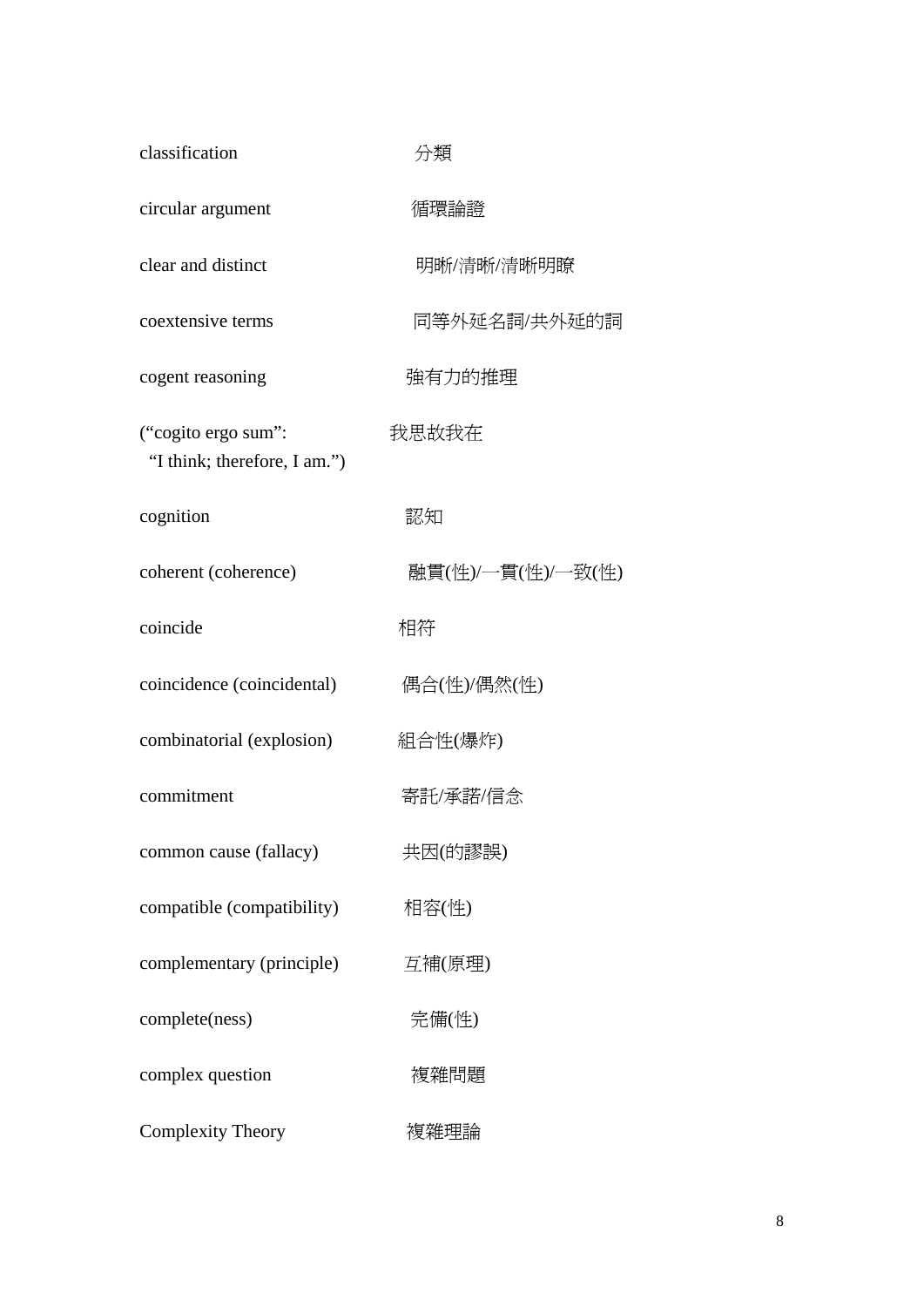| | |
|---|---|
| classification | 分類 |
| circular argument | 循環論證 |
| clear and distinct | 明晰/清晰/清晰明瞭 |
| coextensive terms | 同等外延名詞/共外延的詞 |
| cogent reasoning | 強有力的推理 |
| (“cogito ergo sum”: “I think; therefore, I am.”) | 我思故我在 |
| cognition | 認知 |
| coherent (coherence) | 融貫(性)/一貫(性)/一致(性) |
| coincide | 相符 |
| coincidence (coincidental) | 偶合(性)/偶然(性) |
| combinatorial (explosion) | 組合性(爆炸) |
| commitment | 寄託/承諾/信念 |
| common cause (fallacy) | 共因(的謬誤) |
| compatible (compatibility) | 相容(性) |
| complementary (principle) | 互補(原理) |
| complete(ness) | 完備(性) |
| complex question | 複雜問題 |
| Complexity Theory | 複雜理論 |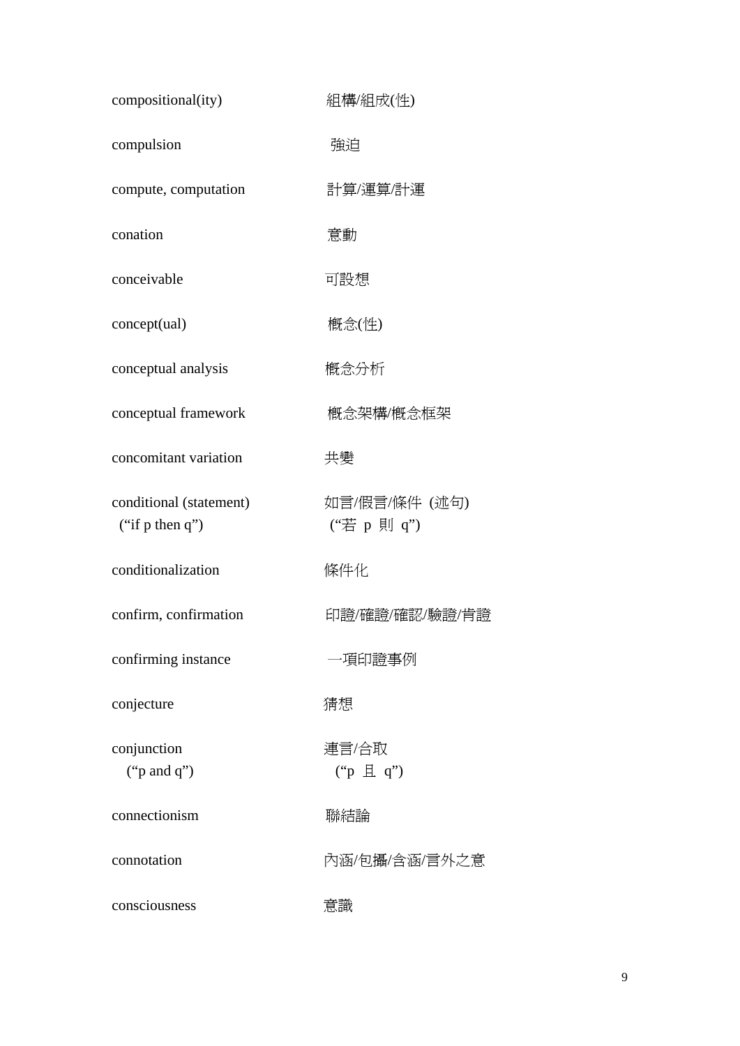| | |
|---|---|
| compositional(ity) | 組構/組成(性) |
| compulsion | 強迫 |
| compute, computation | 計算/運算/計運 |
| conation | 意動 |
| conceivable | 可設想 |
| concept(ual) | 概念(性) |
| conceptual analysis | 概念分析 |
| conceptual framework | 概念架構/概念框架 |
| concomitant variation | 共變 |
| conditional (statement) ("if p then q") | 如言/假言/條件 (述句) ("若 p 則 q") |
| conditionalization | 條件化 |
| confirm, confirmation | 印證/確證/確認/驗證/肯證 |
| confirming instance | 一項印證事例 |
| conjecture | 猜想 |
| conjunction ("p and q") | 連言/合取 ("p 且 q") |
| connectionism | 聯結論 |
| connotation | 內涵/包攝/含涵/言外之意 |
| consciousness | 意識 |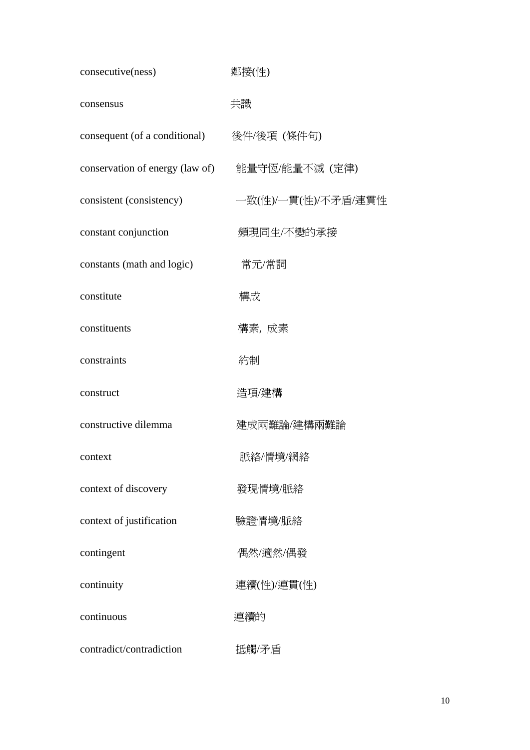| | |
|---|---|
| consecutive(ness) | 鄰接(性) |
| consensus | 共識 |
| consequent (of a conditional) | 後件/後項 (條件句) |
| conservation of energy (law of) | 能量守恆/能量不滅 (定律) |
| consistent (consistency) | 一致(性)/一貫(性)/不矛盾/連貫性 |
| constant conjunction | 頻現同生/不變的承接 |
| constants (math and logic) | 常元/常詞 |
| constitute | 構成 |
| constituents | 構素, 成素 |
| constraints | 約制 |
| construct | 造項/建構 |
| constructive dilemma | 建成兩難論/建構兩難論 |
| context | 脈絡/情境/網絡 |
| context of discovery | 發現情境/脈絡 |
| context of justification | 驗證情境/脈絡 |
| contingent | 偶然/適然/偶發 |
| continuity | 連續(性)/連貫(性) |
| continuous | 連續的 |
| contradict/contradiction | 抵觸/矛盾 |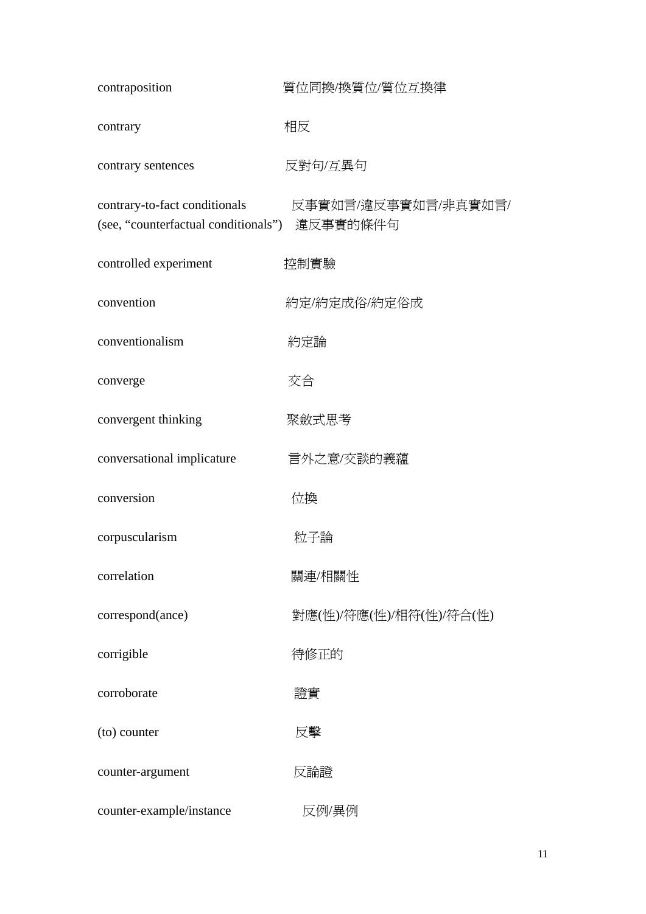| | |
|---|---|
| contraposition | 質位同換/換質位/質位互換律 |
| contrary | 相反 |
| contrary sentences | 反對句/互異句 |
| contrary-to-fact conditionals (see, “counterfactual conditionals”) | 反事實如言/違反事實如言/非真實如言/違反事實的條件句 |
| controlled experiment | 控制實驗 |
| convention | 約定/約定成俗/約定俗成 |
| conventionalism | 約定論 |
| converge | 交合 |
| convergent thinking | 聚斂式思考 |
| conversational implicature | 言外之意/交談的義蘊 |
| conversion | 位換 |
| corpuscularism | 粒子論 |
| correlation | 關連/相關性 |
| correspond(ance) | 對應(性)/符應(性)/相符(性)/符合(性) |
| corrigible | 待修正的 |
| corroborate | 證實 |
| (to) counter | 反擊 |
| counter-argument | 反論證 |
| counter-example/instance | 反例/異例 |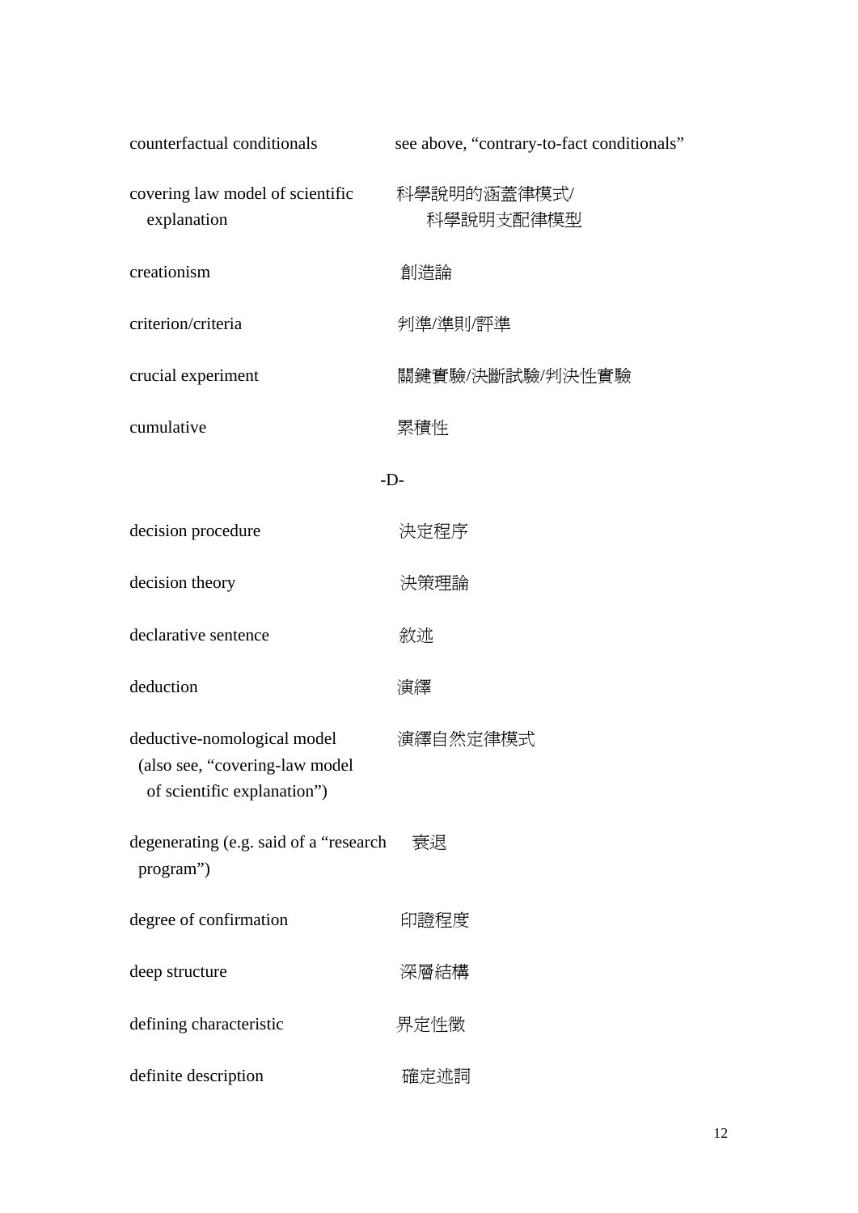| | |
|---|---|
| counterfactual conditionals | see above, “contrary-to-fact conditionals” |
| covering law model of scientific explanation | 科學說明的涵蓋律模式/科學說明支配律模型 |
| creationism | 創造論 |
| criterion/criteria | 判準/準則/評準 |
| crucial experiment | 關鍵實驗/決斷試驗/判決性實驗 |
| cumulative | 累積性 |

-D-

| | |
|---|---|
| decision procedure | 決定程序 |
| decision theory | 決策理論 |
| declarative sentence | 敘述 |
| deduction | 演繹 |
| deductive-nomological model (also see, “covering-law model of scientific explanation”) | 演繹自然定律模式 |
| degenerating (e.g. said of a “research program”) | 衰退 |
| degree of confirmation | 印證程度 |
| deep structure | 深層結構 |
| defining characteristic | 界定性徵 |
| definite description | 確定述詞 |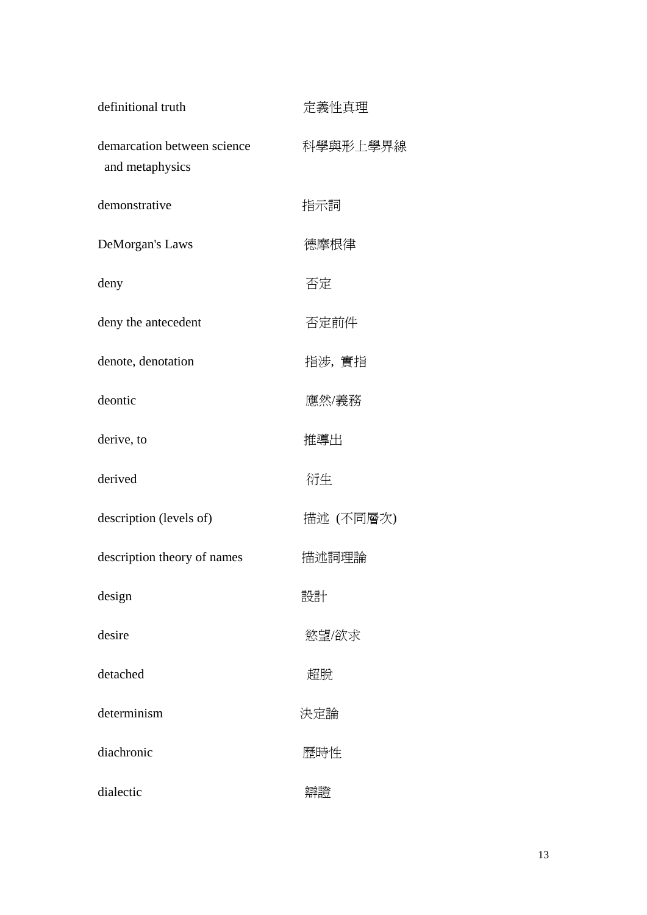| | |
|---|---|
| definitional truth | 定義性真理 |
| demarcation between science and metaphysics | 科學與形上學界線 |
| demonstrative | 指示詞 |
| DeMorgan's Laws | 德摩根律 |
| deny | 否定 |
| deny the antecedent | 否定前件 |
| denote, denotation | 指涉, 實指 |
| deontic | 應然/義務 |
| derive, to | 推導出 |
| derived | 衍生 |
| description (levels of) | 描述 (不同層次) |
| description theory of names | 描述詞理論 |
| design | 設計 |
| desire | 慾望/欲求 |
| detached | 超脫 |
| determinism | 決定論 |
| diachronic | 歷時性 |
| dialectic | 辯證 |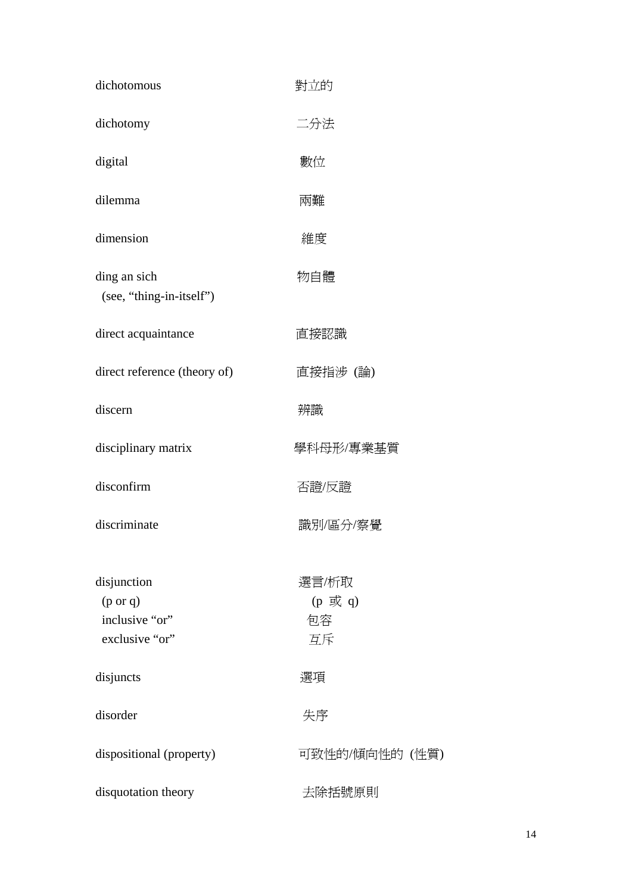| | |
|---|---|
| dichotomous | 對立的 |
| dichotomy | 二分法 |
| digital | 數位 |
| dilemma | 兩難 |
| dimension | 維度 |
| ding an sich<br>(see, “thing-in-itself”) | 物自體 |
| direct acquaintance | 直接認識 |
| direct reference (theory of) | 直接指涉 (論) |
| discern | 辨識 |
| disciplinary matrix | 學科母形/專業基質 |
| disconfirm | 否證/反證 |
| discriminate | 識別/區分/察覺 |
| disjunction<br>(p or q)<br>inclusive “or”<br>exclusive “or” | 選言/析取<br>(p 或 q)<br>包容<br>互斥 |
| disjuncts | 選項 |
| disorder | 失序 |
| dispositional (property) | 可致性的/傾向性的 (性質) |
| disquotation theory | 去除括號原則 |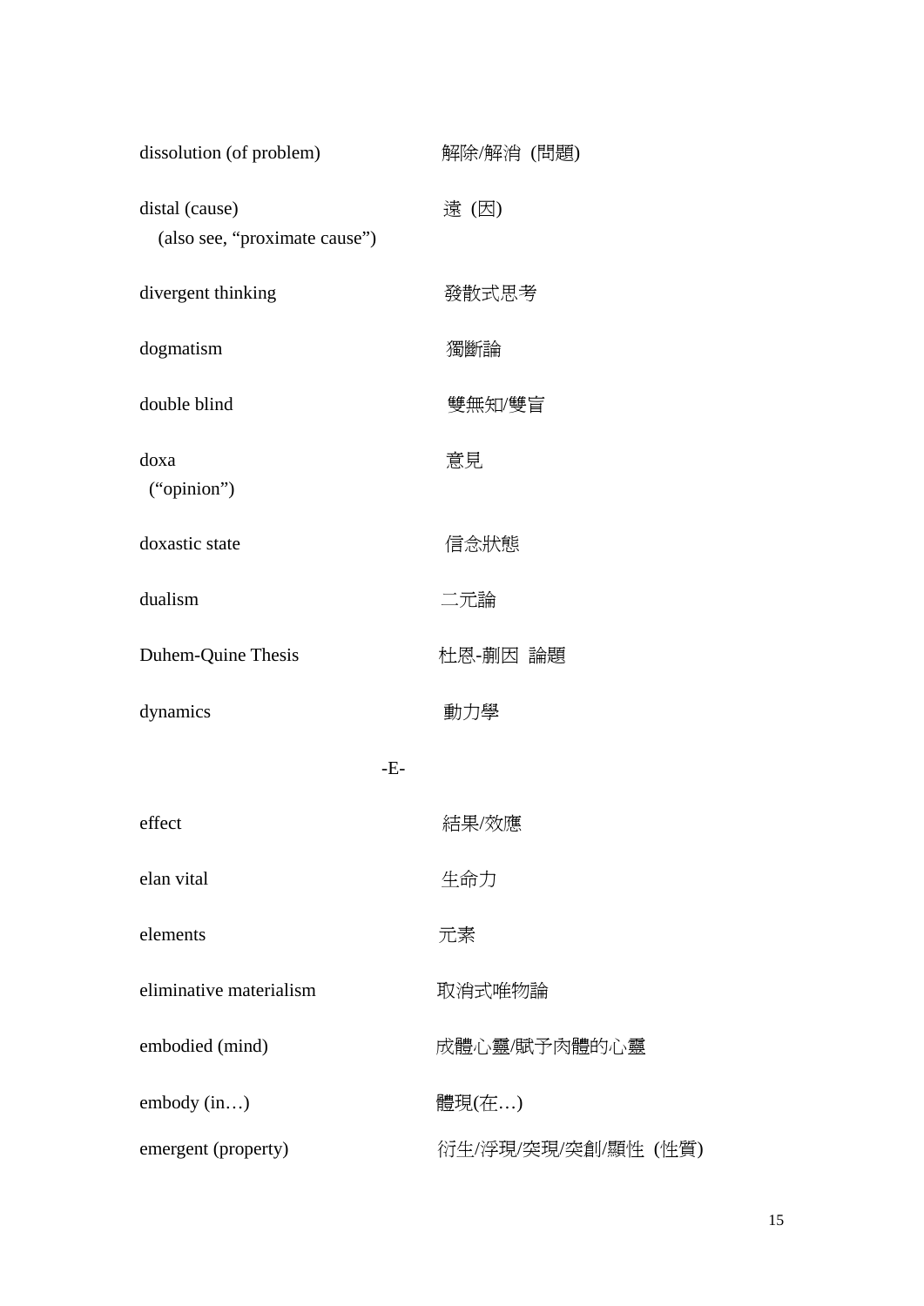| | |
|---|---|
| dissolution (of problem) | 解除/解消 (問題) |
| distal (cause)<br>(also see, "proximate cause") | 遠 (因) |
| divergent thinking | 發散式思考 |
| dogmatism | 獨斷論 |
| double blind | 雙無知/雙盲 |
| doxa<br>("opinion") | 意見 |
| doxastic state | 信念狀態 |
| dualism | 二元論 |
| Duhem-Quine Thesis | 杜恩-蒯因 論題 |
| dynamics | 動力學 |

-E-

| | |
|---|---|
| effect | 結果/效應 |
| elan vital | 生命力 |
| elements | 元素 |
| eliminative materialism | 取消式唯物論 |
| embodied (mind) | 成體心靈/賦予肉體的心靈 |
| embody (in…) | 體現(在…) |
| emergent (property) | 衍生/浮現/突現/突創/顯性 (性質) |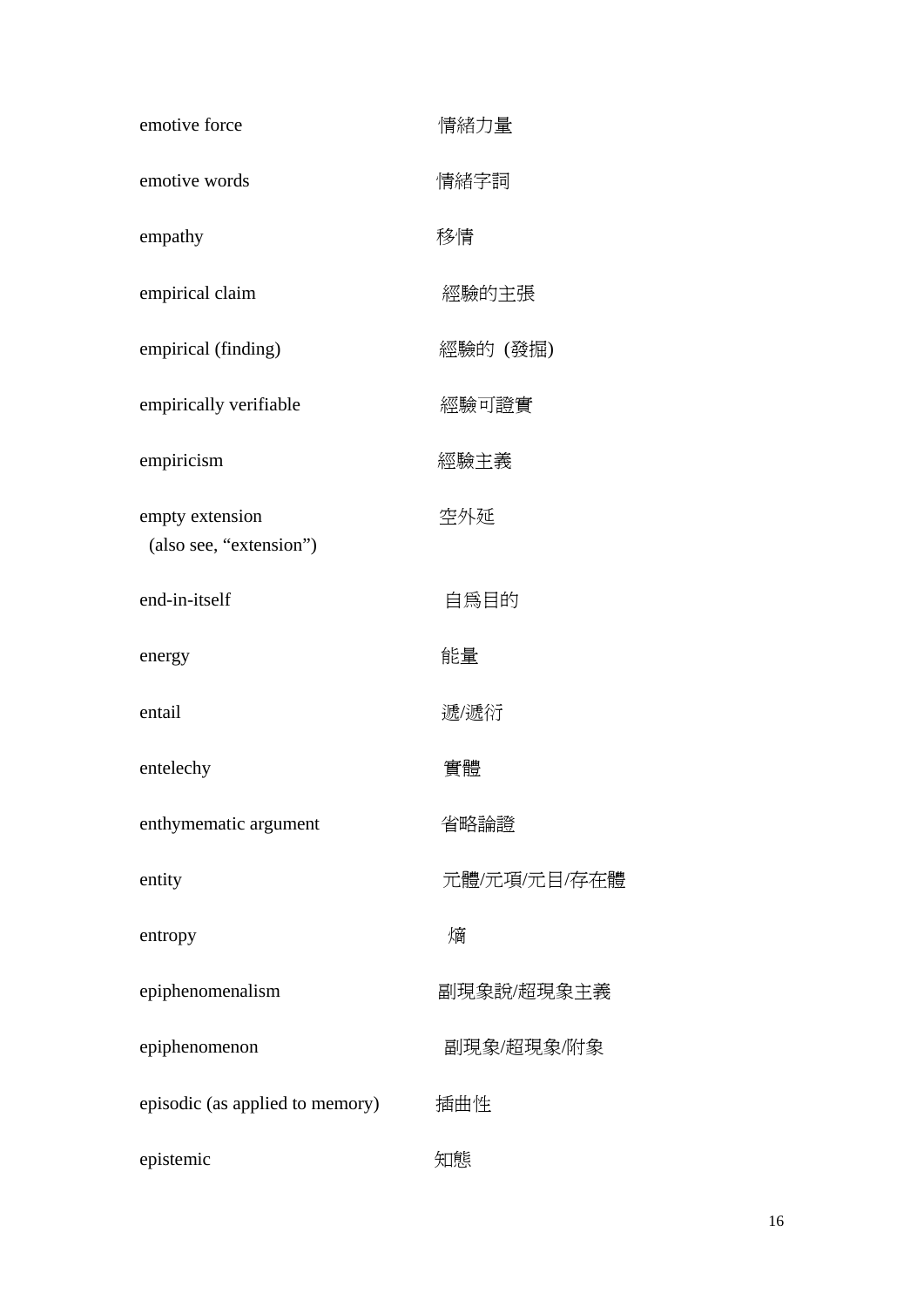| | |
|---|---|
| emotive force | 情緒力量 |
| emotive words | 情緒字詞 |
| empathy | 移情 |
| empirical claim | 經驗的主張 |
| empirical (finding) | 經驗的 (發掘) |
| empirically verifiable | 經驗可證實 |
| empiricism | 經驗主義 |
| empty extension (also see, "extension") | 空外延 |
| end-in-itself | 自爲目的 |
| energy | 能量 |
| entail | 遞/遞衍 |
| entelechy | 實體 |
| enthymematic argument | 省略論證 |
| entity | 元體/元項/元目/存在體 |
| entropy | 熵 |
| epiphenomenalism | 副現象說/超現象主義 |
| epiphenomenon | 副現象/超現象/附象 |
| episodic (as applied to memory) | 插曲性 |
| epistemic | 知態 |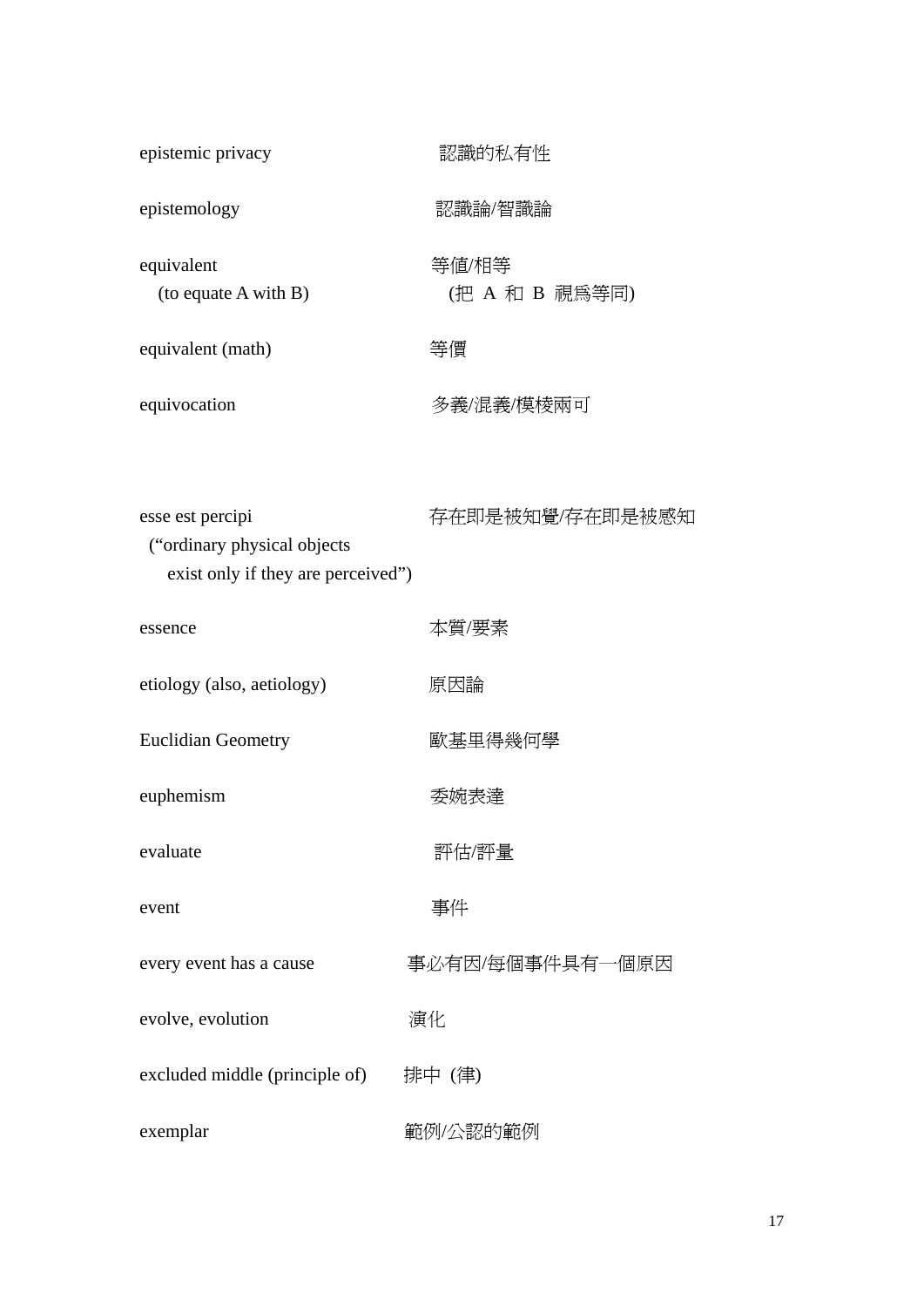| | |
|---|---|
| epistemic privacy | 認識的私有性 |
| epistemology | 認識論/智識論 |
| equivalent<br>(to equate A with B) | 等値/相等<br>(把 A 和 B 視爲等同) |
| equivalent (math) | 等價 |
| equivocation | 多義/混義/模棱兩可 |
| | |
| esse est percipi<br>("ordinary physical objects<br>exist only if they are perceived") | 存在即是被知覺/存在即是被感知 |
| essence | 本質/要素 |
| etiology (also, aetiology) | 原因論 |
| Euclidian Geometry | 歐基里得幾何學 |
| euphemism | 委婉表達 |
| evaluate | 評估/評量 |
| event | 事件 |
| every event has a cause | 事必有因/每個事件具有一個原因 |
| evolve, evolution | 演化 |
| excluded middle (principle of) | 排中 (律) |
| exemplar | 範例/公認的範例 |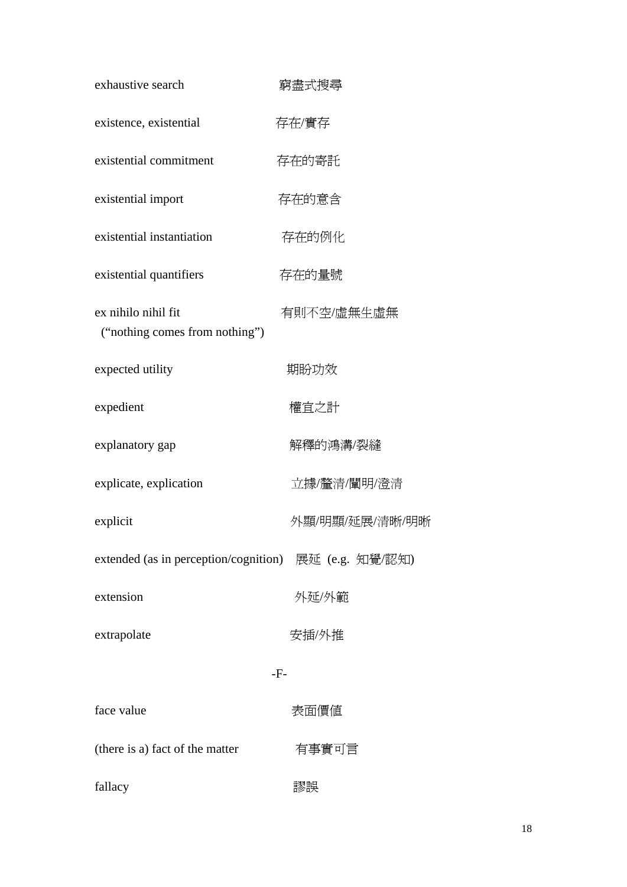| | |
|---|---|
| exhaustive search | 窮盡式搜尋 |
| existence, existential | 存在/實存 |
| existential commitment | 存在的寄託 |
| existential import | 存在的意含 |
| existential instantiation | 存在的例化 |
| existential quantifiers | 存在的量號 |
| ex nihilo nihil fit (“nothing comes from nothing”) | 有則不空/虛無生虛無 |
| expected utility | 期盼功效 |
| expedient | 權宜之計 |
| explanatory gap | 解釋的鴻溝/裂縫 |
| explicate, explication | 立據/釐清/闡明/澄清 |
| explicit | 外顯/明顯/延展/清晰/明晰 |
| extended (as in perception/cognition) | 展延 (e.g. 知覺/認知) |
| extension | 外延/外範 |
| extrapolate | 安插/外推 |

-F-

| | |
|---|---|
| face value | 表面價值 |
| (there is a) fact of the matter | 有事實可言 |
| fallacy | 謬誤 |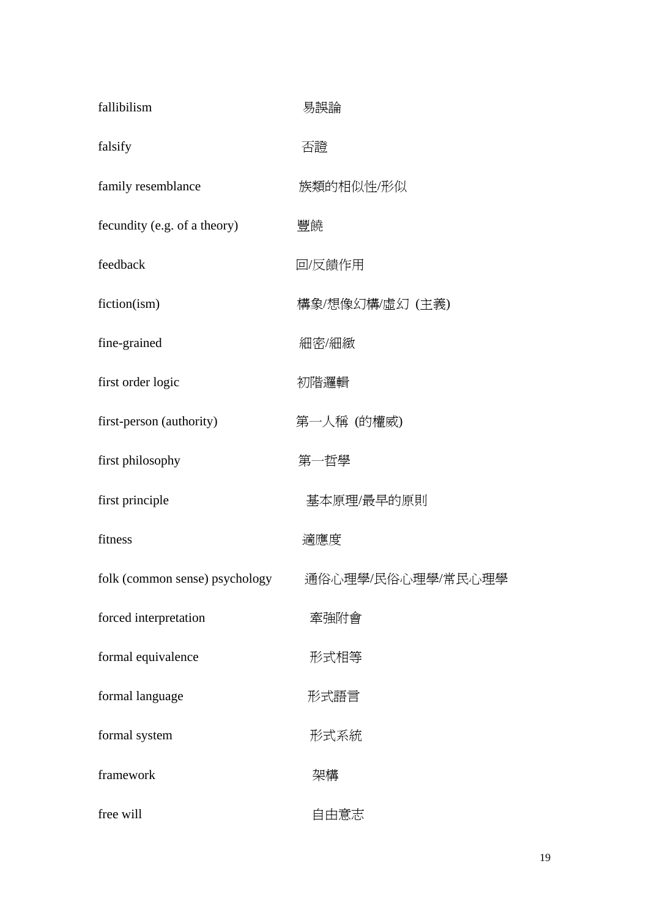| | |
|---|---|
| fallibilism | 易誤論 |
| falsify | 否證 |
| family resemblance | 族類的相似性/形似 |
| fecundity (e.g. of a theory) | 豐饒 |
| feedback | 回/反饋作用 |
| fiction(ism) | 構象/想像幻構/虛幻 (主義) |
| fine-grained | 細密/細緻 |
| first order logic | 初階邏輯 |
| first-person (authority) | 第一人稱 (的權威) |
| first philosophy | 第一哲學 |
| first principle | 基本原理/最早的原則 |
| fitness | 適應度 |
| folk (common sense) psychology | 通俗心理學/民俗心理學/常民心理學 |
| forced interpretation | 牽強附會 |
| formal equivalence | 形式相等 |
| formal language | 形式語言 |
| formal system | 形式系統 |
| framework | 架構 |
| free will | 自由意志 |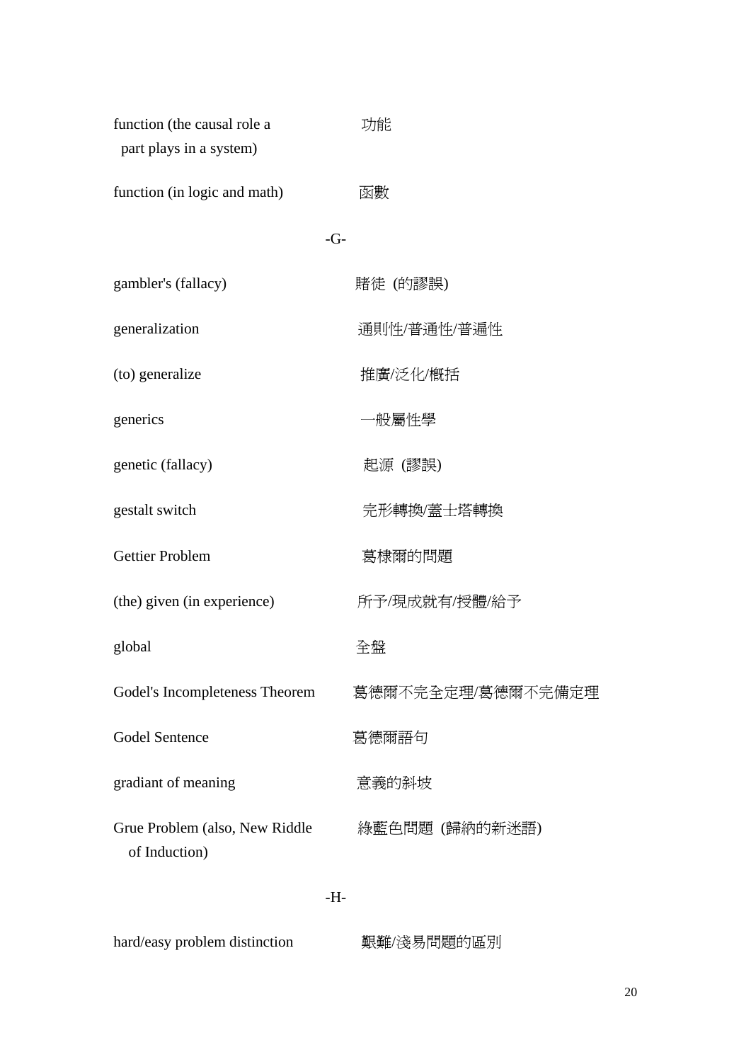| | |
|---|---|
| function (the causal role a part plays in a system) | 功能 |
| function (in logic and math) | 函數 |

-G-

| | |
|---|---|
| gambler's (fallacy) | 賭徒 (的謬誤) |
| generalization | 通則性/普通性/普遍性 |
| (to) generalize | 推廣/泛化/概括 |
| generics | 一般屬性學 |
| genetic (fallacy) | 起源 (謬誤) |
| gestalt switch | 完形轉換/蓋士塔轉換 |
| Gettier Problem | 葛棣爾的問題 |
| (the) given (in experience) | 所予/現成就有/授體/給予 |
| global | 全盤 |
| Godel's Incompleteness Theorem | 葛德爾不完全定理/葛德爾不完備定理 |
| Godel Sentence | 葛德爾語句 |
| gradiant of meaning | 意義的斜坡 |
| Grue Problem (also, New Riddle of Induction) | 綠藍色問題 (歸納的新迷語) |

-H-

| | |
|---|---|
| hard/easy problem distinction | 艱難/淺易問題的區別 |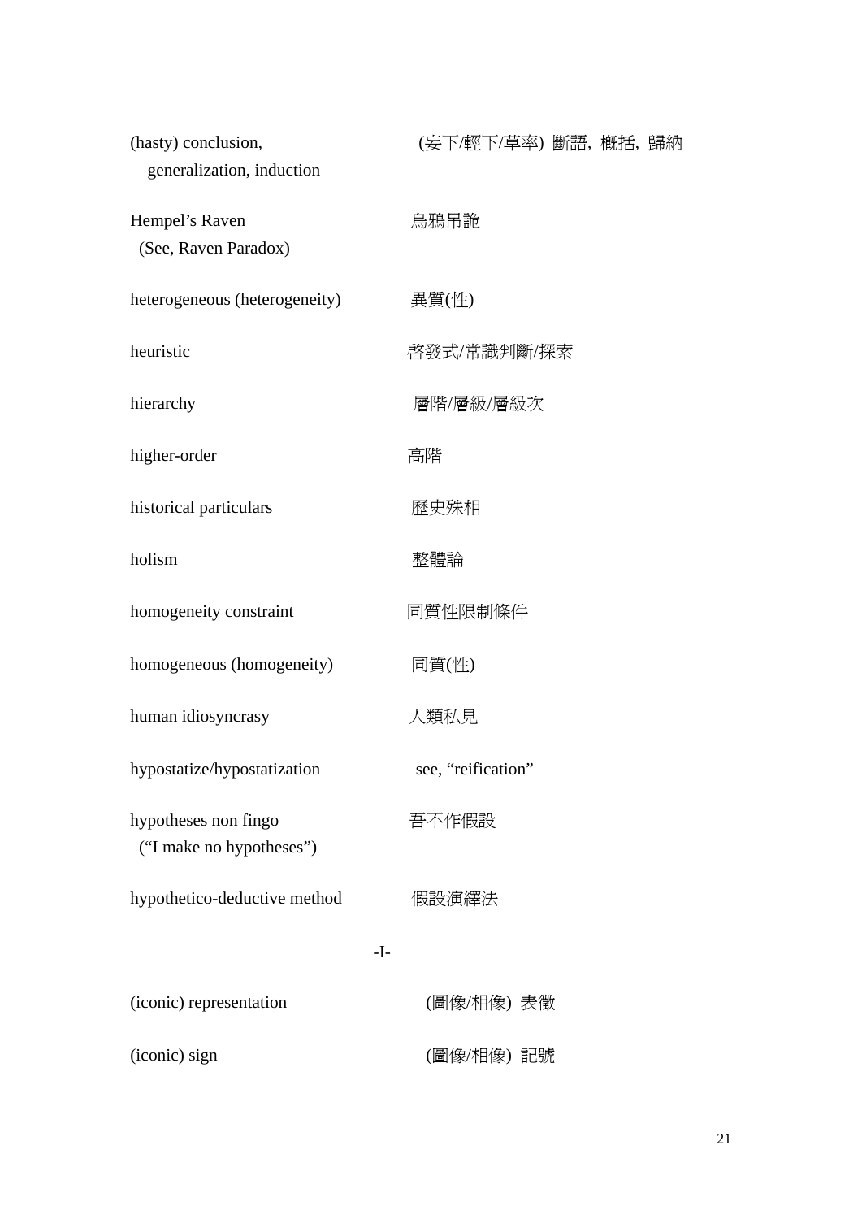| | |
|---|---|
| (hasty) conclusion, generalization, induction | (妄下/輕下/草率) 斷語, 概括, 歸納 |
| Hempel's Raven (See, Raven Paradox) | 烏鴉吊詭 |
| heterogeneous (heterogeneity) | 異質(性) |
| heuristic | 啓發式/常識判斷/探索 |
| hierarchy | 層階/層級/層級次 |
| higher-order | 高階 |
| historical particulars | 歷史殊相 |
| holism | 整體論 |
| homogeneity constraint | 同質性限制條件 |
| homogeneous (homogeneity) | 同質(性) |
| human idiosyncrasy | 人類私見 |
| hypostatize/hypostatization | see, "reification" |
| hypotheses non fingo ("I make no hypotheses") | 吾不作假設 |
| hypothetico-deductive method | 假設演繹法 |

-I-

| | |
|---|---|
| (iconic) representation | (圖像/相像) 表徵 |
| (iconic) sign | (圖像/相像) 記號 |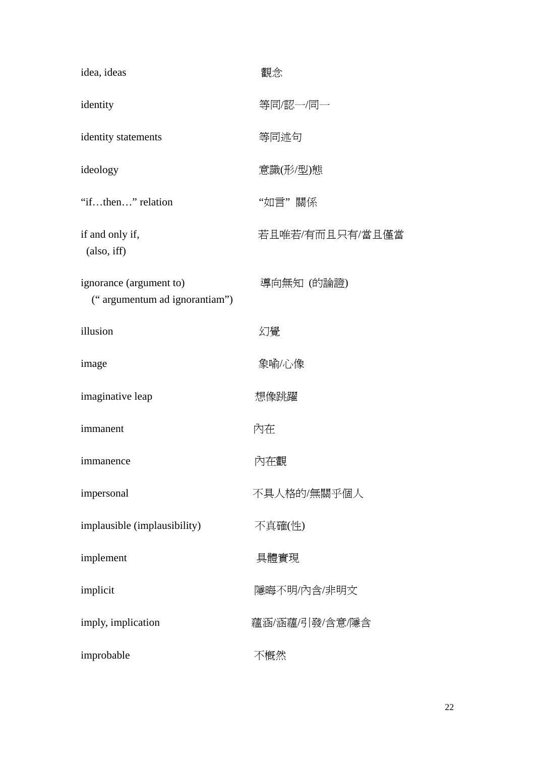| | |
|---|---|
| idea, ideas | 觀念 |
| identity | 等同/認一/同一 |
| identity statements | 等同述句 |
| ideology | 意識(形/型)態 |
| "if…then…" relation | "如言" 關係 |
| if and only if, (also, iff) | 若且唯若/有而且只有/當且僅當 |
| ignorance (argument to) (" argumentum ad ignorantiam") | 導向無知 (的論證) |
| illusion | 幻覺 |
| image | 象喻/心像 |
| imaginative leap | 想像跳躍 |
| immanent | 內在 |
| immanence | 內在觀 |
| impersonal | 不具人格的/無關乎個人 |
| implausible (implausibility) | 不真確(性) |
| implement | 具體實現 |
| implicit | 隱晦不明/內含/非明文 |
| imply, implication | 蘊涵/涵蘊/引發/含意/隱含 |
| improbable | 不概然 |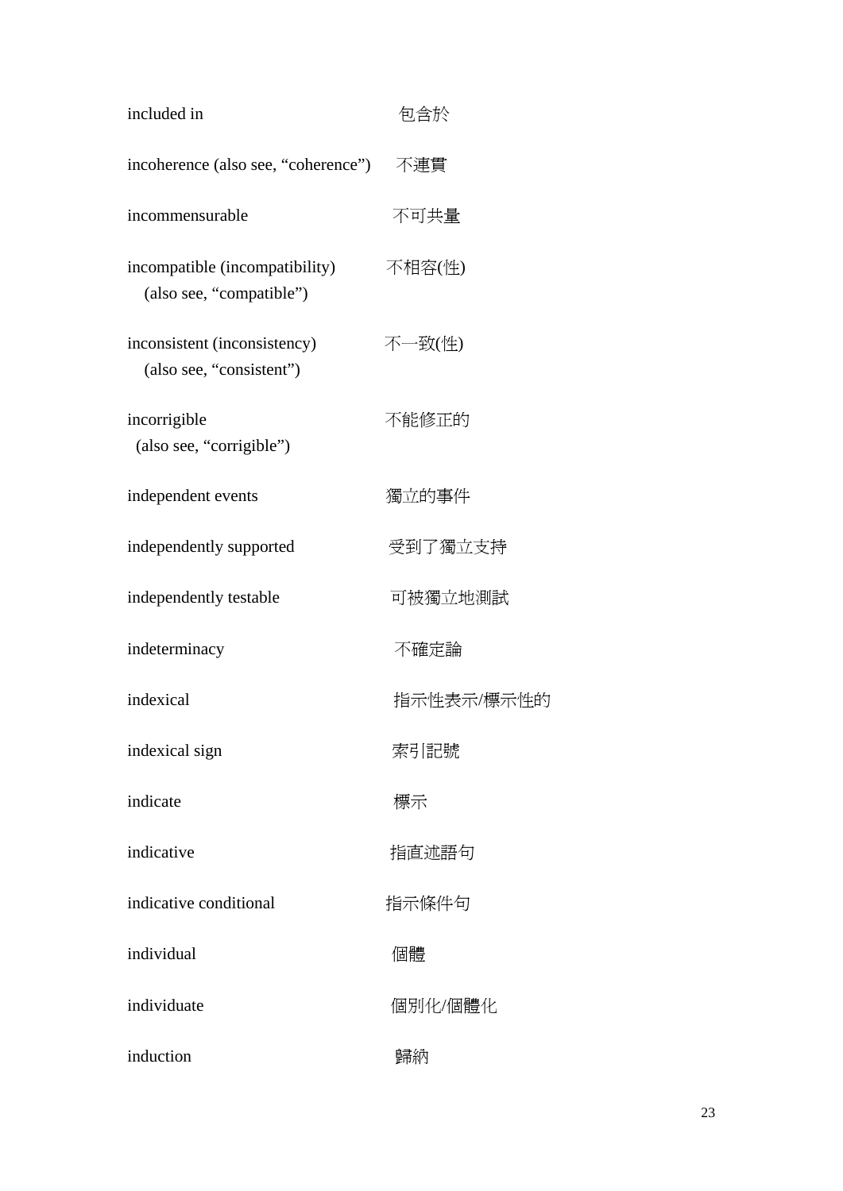| | |
|---|---|
| included in | 包含於 |
| incoherence (also see, “coherence”) | 不連貫 |
| incommensurable | 不可共量 |
| incompatible (incompatibility) (also see, “compatible”) | 不相容(性) |
| inconsistent (inconsistency) (also see, “consistent”) | 不一致(性) |
| incorrigible (also see, “corrigible”) | 不能修正的 |
| independent events | 獨立的事件 |
| independently supported | 受到了獨立支持 |
| independently testable | 可被獨立地測試 |
| indeterminacy | 不確定論 |
| indexical | 指示性表示/標示性的 |
| indexical sign | 索引記號 |
| indicate | 標示 |
| indicative | 指直述語句 |
| indicative conditional | 指示條件句 |
| individual | 個體 |
| individuate | 個別化/個體化 |
| induction | 歸納 |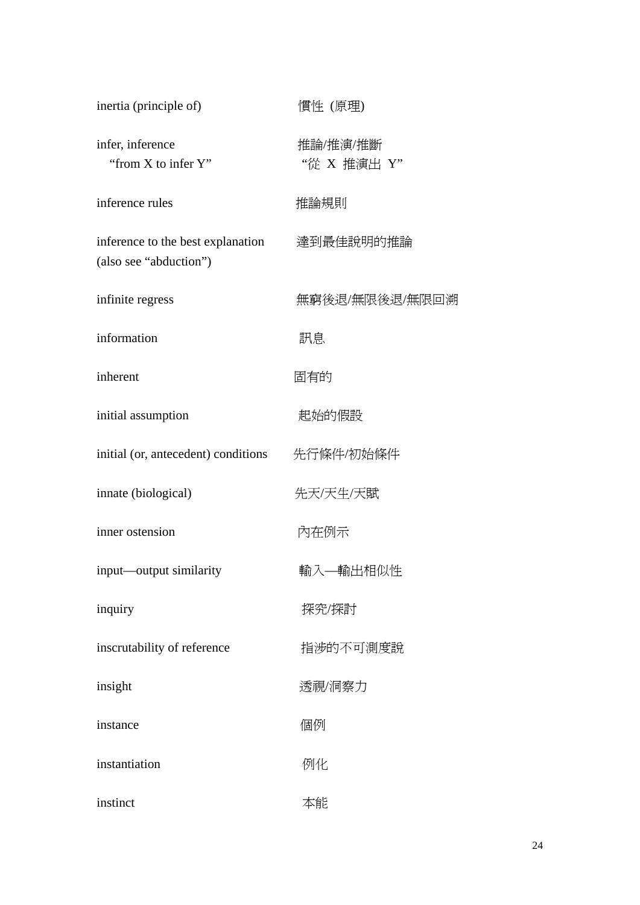| English | Chinese |
| --- | --- |
| inertia (principle of) | 慣性 (原理) |
| infer, inference<br>"from X to infer Y" | 推論/推演/推斷<br>"從 X 推演出 Y" |
| inference rules | 推論規則 |
| inference to the best explanation (also see "abduction") | 達到最佳說明的推論 |
| infinite regress | 無窮後退/無限後退/無限回溯 |
| information | 訊息 |
| inherent | 固有的 |
| initial assumption | 起始的假設 |
| initial (or, antecedent) conditions | 先行條件/初始條件 |
| innate (biological) | 先天/天生/天賦 |
| inner ostension | 內在例示 |
| input—output similarity | 輸入—輸出相似性 |
| inquiry | 探究/探討 |
| inscrutability of reference | 指涉的不可測度說 |
| insight | 透視/洞察力 |
| instance | 個例 |
| instantiation | 例化 |
| instinct | 本能 |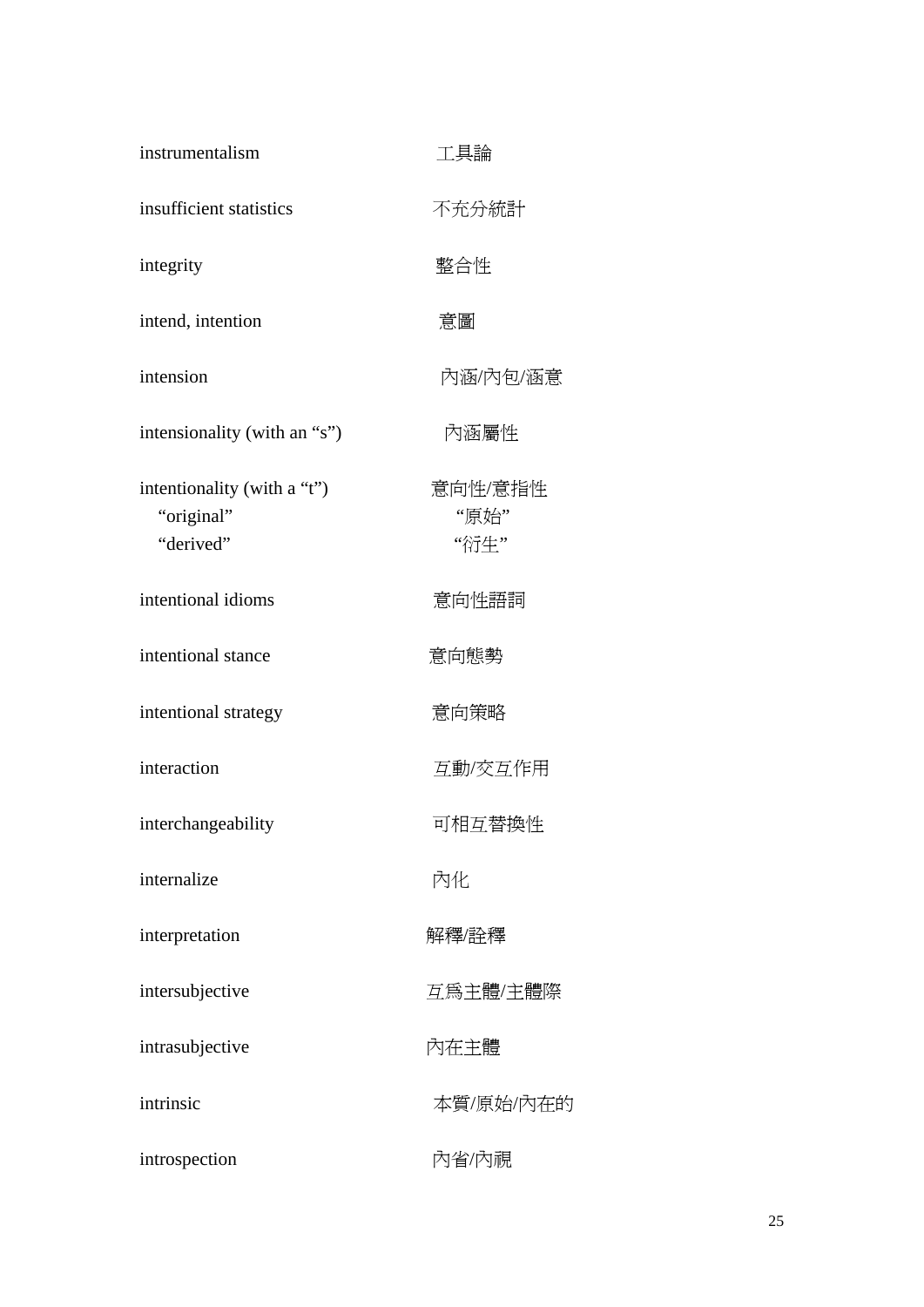| | |
|---|---|
| instrumentalism | 工具論 |
| insufficient statistics | 不充分統計 |
| integrity | 整合性 |
| intend, intention | 意圖 |
| intension | 內涵/內包/涵意 |
| intensionality (with an “s”) | 內涵屬性 |
| intentionality (with a “t”) | 意向性/意指性 |
| “original” | “原始” |
| “derived” | “衍生” |
| intentional idioms | 意向性語詞 |
| intentional stance | 意向態勢 |
| intentional strategy | 意向策略 |
| interaction | 互動/交互作用 |
| interchangeability | 可相互替換性 |
| internalize | 內化 |
| interpretation | 解釋/詮釋 |
| intersubjective | 互爲主體/主體際 |
| intrasubjective | 內在主體 |
| intrinsic | 本質/原始/內在的 |
| introspection | 內省/內視 |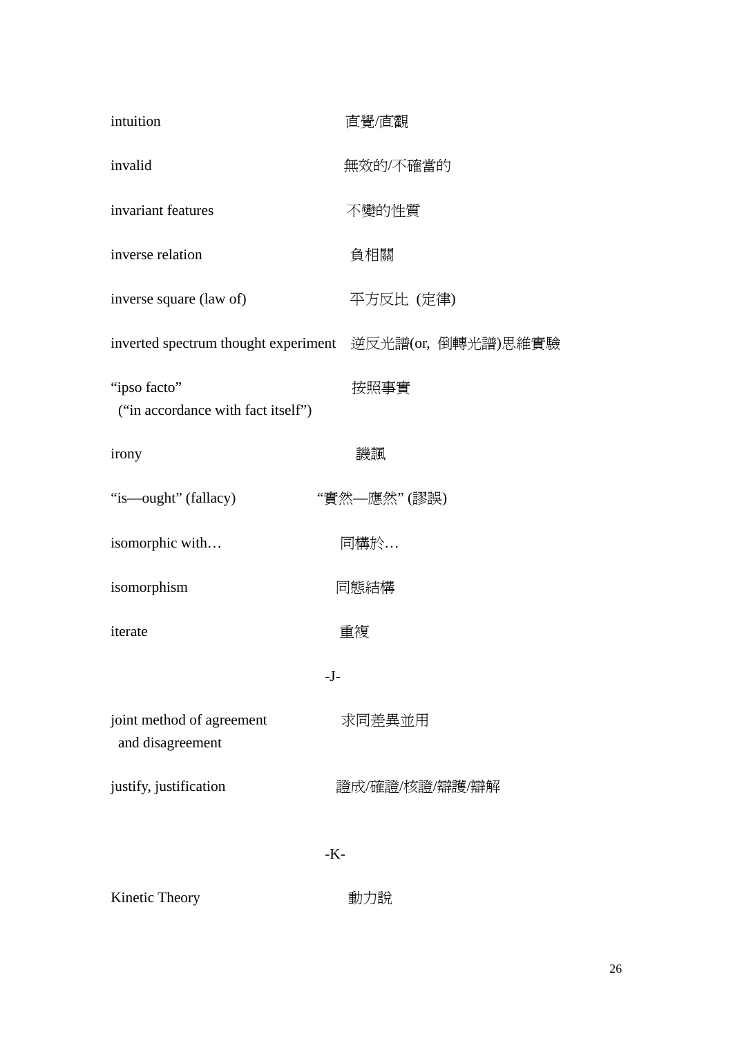| | |
|---|---|
| intuition | 直覺/直觀 |
| invalid | 無效的/不確當的 |
| invariant features | 不變的性質 |
| inverse relation | 負相關 |
| inverse square (law of) | 平方反比 (定律) |
| inverted spectrum thought experiment | 逆反光譜(or, 倒轉光譜)思維實驗 |
| "ipso facto" ("in accordance with fact itself") | 按照事實 |
| irony | 譏諷 |
| "is—ought" (fallacy) | "實然—應然" (謬誤) |
| isomorphic with… | 同構於… |
| isomorphism | 同態結構 |
| iterate | 重複 |

-J-

| | |
|---|---|
| joint method of agreement and disagreement | 求同差異並用 |
| justify, justification | 證成/確證/核證/辯護/辯解 |

-K-

| | |
|---|---|
| Kinetic Theory | 動力說 |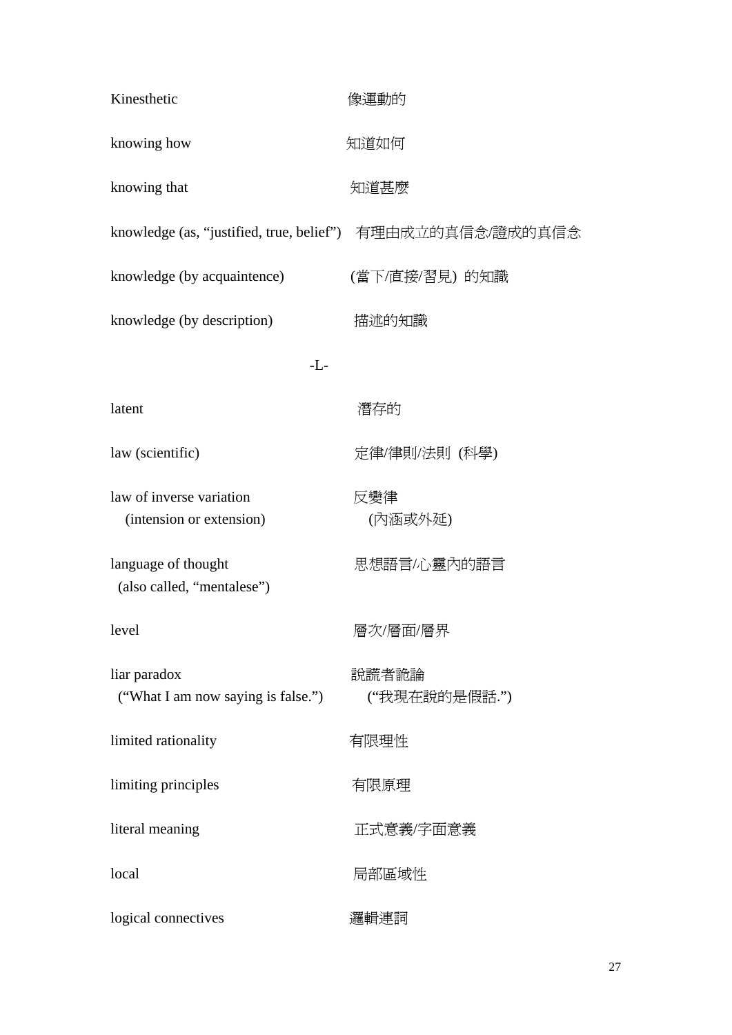| | |
|---|---|
| Kinesthetic | 像運動的 |
| knowing how | 知道如何 |
| knowing that | 知道甚麼 |
| knowledge (as, "justified, true, belief") | 有理由成立的真信念/證成的真信念 |
| knowledge (by acquaintence) | (當下/直接/習見) 的知識 |
| knowledge (by description) | 描述的知識 |

-L-

| | |
|---|---|
| latent | 潛存的 |
| law (scientific) | 定律/律則/法則 (科學) |
| law of inverse variation (intension or extension) | 反變律 (內涵或外延) |
| language of thought (also called, "mentalese") | 思想語言/心靈內的語言 |
| level | 層次/層面/層界 |
| liar paradox ("What I am now saying is false.") | 說謊者詭論 ("我現在說的是假話.") |
| limited rationality | 有限理性 |
| limiting principles | 有限原理 |
| literal meaning | 正式意義/字面意義 |
| local | 局部區域性 |
| logical connectives | 邏輯連詞 |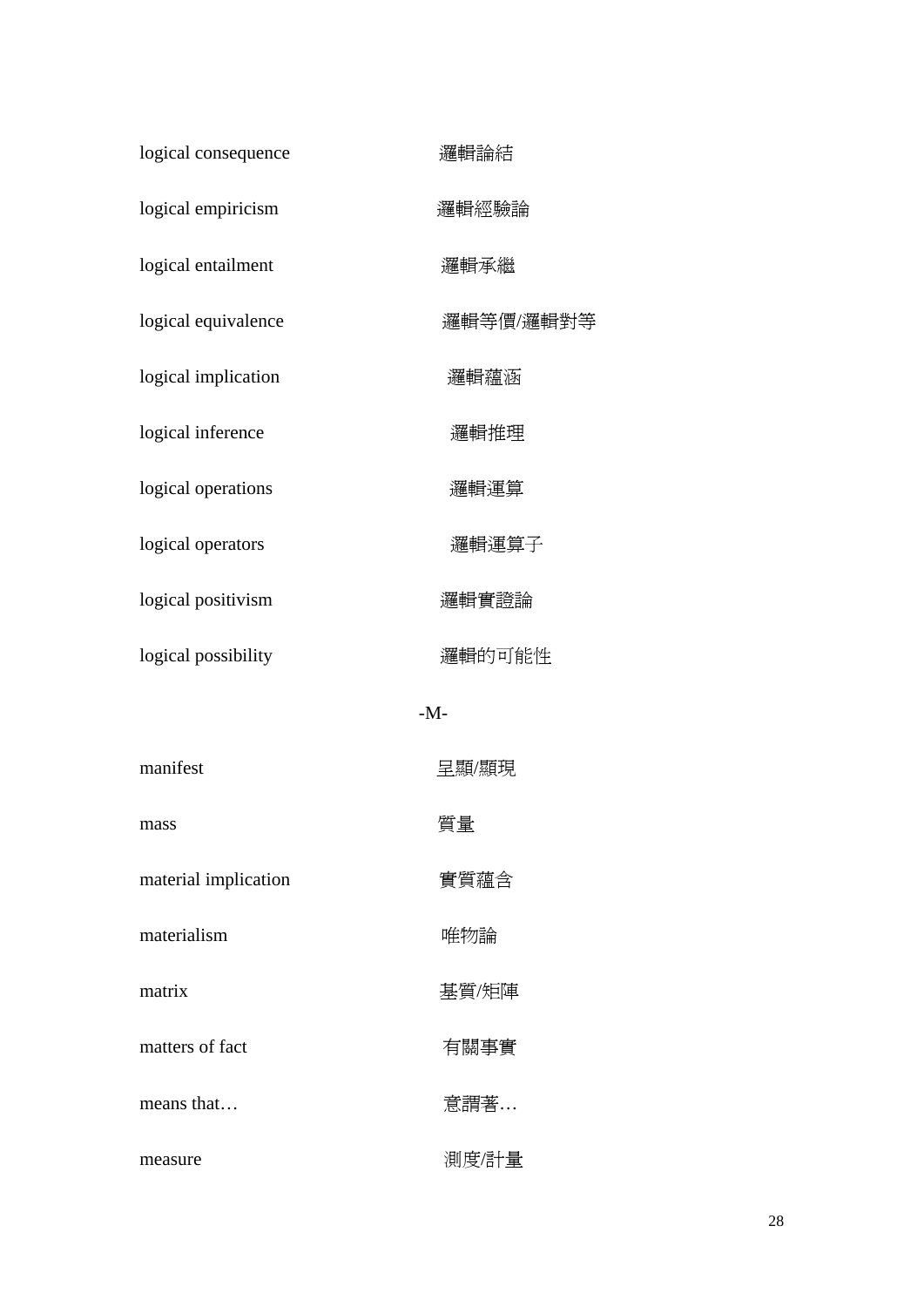| | |
|---|---|
| logical consequence | 邏輯論結 |
| logical empiricism | 邏輯經驗論 |
| logical entailment | 邏輯承繼 |
| logical equivalence | 邏輯等價/邏輯對等 |
| logical implication | 邏輯蘊涵 |
| logical inference | 邏輯推理 |
| logical operations | 邏輯運算 |
| logical operators | 邏輯運算子 |
| logical positivism | 邏輯實證論 |
| logical possibility | 邏輯的可能性 |

-M-

| | |
|---|---|
| manifest | 呈顯/顯現 |
| mass | 質量 |
| material implication | 實質蘊含 |
| materialism | 唯物論 |
| matrix | 基質/矩陣 |
| matters of fact | 有關事實 |
| means that… | 意謂著… |
| measure | 測度/計量 |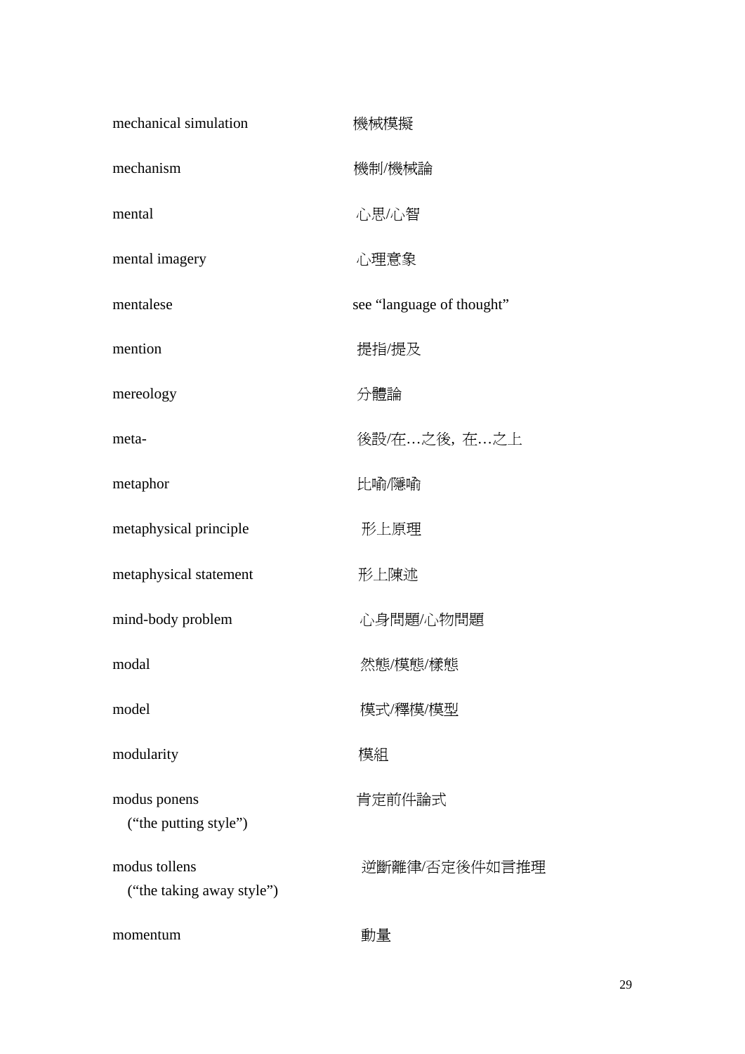| | |
|---|---|
| mechanical simulation | 機械模擬 |
| mechanism | 機制/機械論 |
| mental | 心思/心智 |
| mental imagery | 心理意象 |
| mentalese | see “language of thought” |
| mention | 提指/提及 |
| mereology | 分體論 |
| meta- | 後設/在…之後，在…之上 |
| metaphor | 比喻/隱喻 |
| metaphysical principle | 形上原理 |
| metaphysical statement | 形上陳述 |
| mind-body problem | 心身問題/心物問題 |
| modal | 然態/模態/樣態 |
| model | 模式/釋模/模型 |
| modularity | 模組 |
| modus ponens (“the putting style”) | 肯定前件論式 |
| modus tollens (“the taking away style”) | 逆斷離律/否定後件如言推理 |
| momentum | 動量 |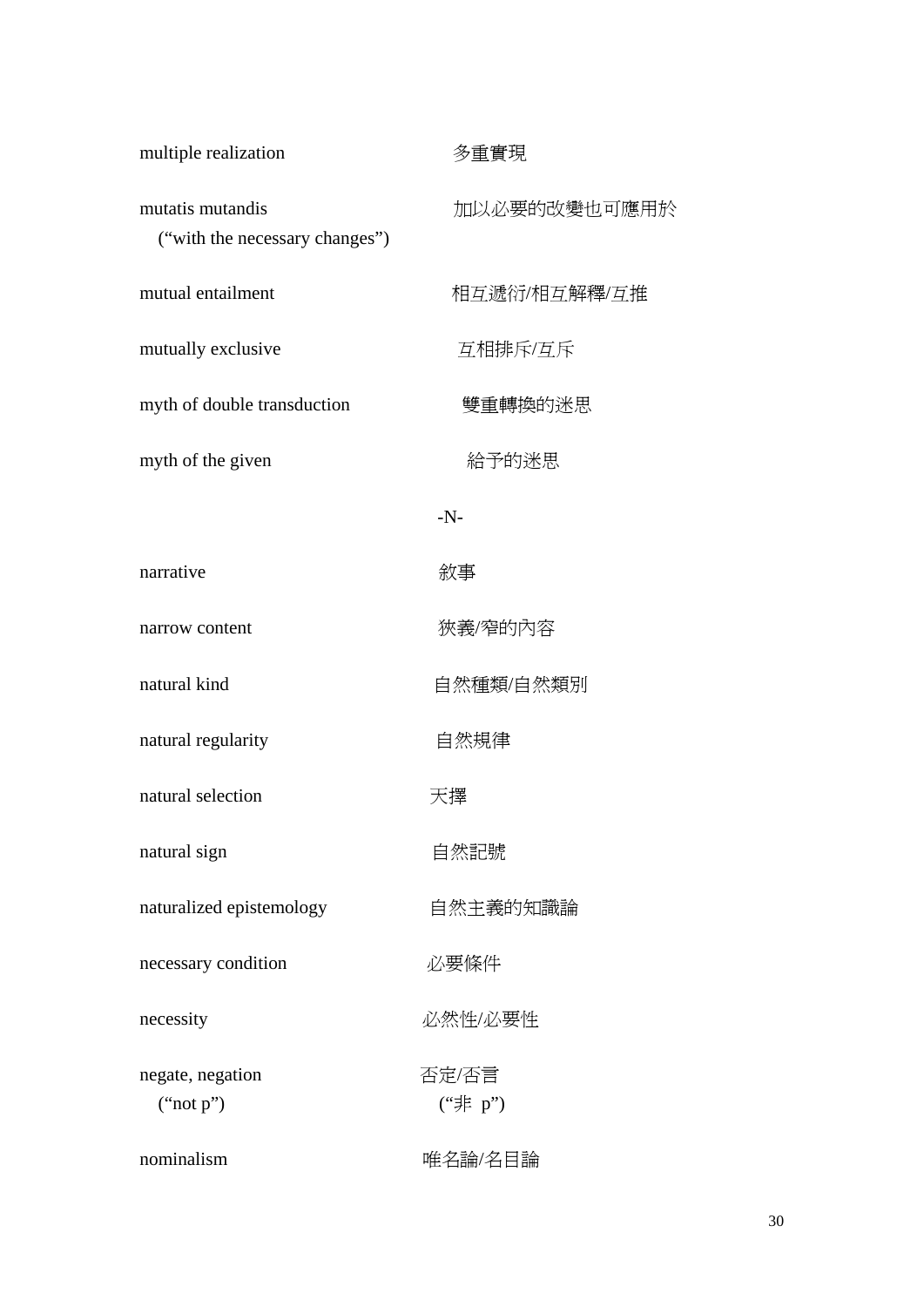| | |
|---|---|
| multiple realization | 多重實現 |
| mutatis mutandis<br>(“with the necessary changes”) | 加以必要的改變也可應用於 |
| mutual entailment | 相互遞衍/相互解釋/互推 |
| mutually exclusive | 互相排斥/互斥 |
| myth of double transduction | 雙重轉換的迷思 |
| myth of the given | 給予的迷思 |

-N-

| | |
|---|---|
| narrative | 敘事 |
| narrow content | 狹義/窄的內容 |
| natural kind | 自然種類/自然類別 |
| natural regularity | 自然規律 |
| natural selection | 天擇 |
| natural sign | 自然記號 |
| naturalized epistemology | 自然主義的知識論 |
| necessary condition | 必要條件 |
| necessity | 必然性/必要性 |
| negate, negation<br>(“not p”) | 否定/否言<br>(“非 p”) |
| nominalism | 唯名論/名目論 |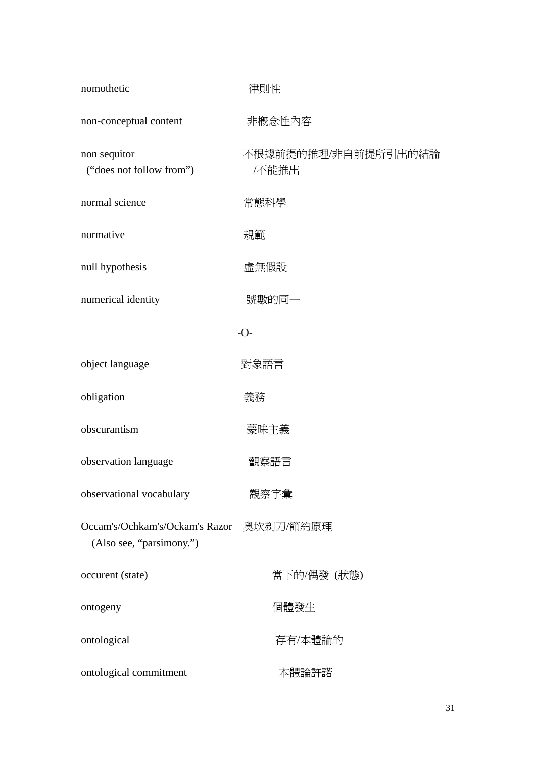| | |
|---|---|
| nomothetic | 律則性 |
| non-conceptual content | 非概念性內容 |
| non sequitor<br>(“does not follow from”) | 不根據前提的推理/非自前提所引出的結論<br>/不能推出 |
| normal science | 常態科學 |
| normative | 規範 |
| null hypothesis | 虛無假設 |
| numerical identity | 號數的同一 |

-O-

| | |
|---|---|
| object language | 對象語言 |
| obligation | 義務 |
| obscurantism | 蒙昧主義 |
| observation language | 觀察語言 |
| observational vocabulary | 觀察字彙 |
| Occam's/Ochkam's/Ockam's Razor<br>(Also see, “parsimony.”) | 奧坎剃刀/節約原理 |
| occurent (state) | 當下的/偶發 (狀態) |
| ontogeny | 個體發生 |
| ontological | 存有/本體論的 |
| ontological commitment | 本體論許諾 |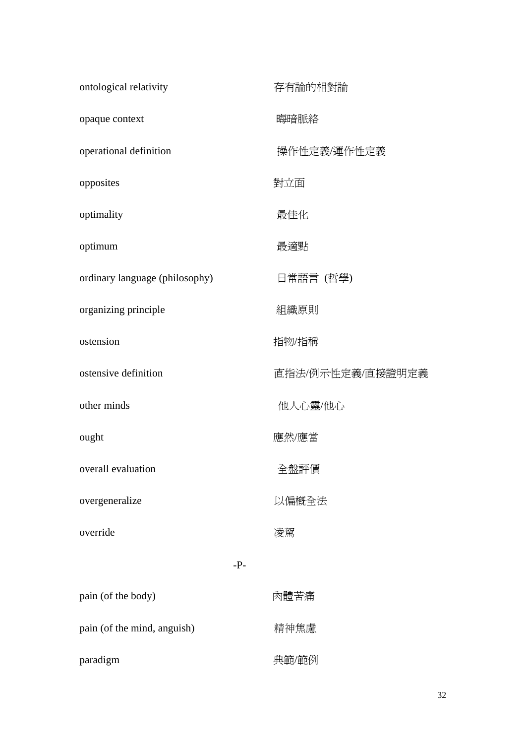| | |
|---|---|
| ontological relativity | 存有論的相對論 |
| opaque context | 晦暗脈絡 |
| operational definition | 操作性定義/運作性定義 |
| opposites | 對立面 |
| optimality | 最佳化 |
| optimum | 最適點 |
| ordinary language (philosophy) | 日常語言 (哲學) |
| organizing principle | 組織原則 |
| ostension | 指物/指稱 |
| ostensive definition | 直指法/例示性定義/直接證明定義 |
| other minds | 他人心靈/他心 |
| ought | 應然/應當 |
| overall evaluation | 全盤評價 |
| overgeneralize | 以偏概全法 |
| override | 凌駕 |

-P-

| | |
|---|---|
| pain (of the body) | 肉體苦痛 |
| pain (of the mind, anguish) | 精神焦慮 |
| paradigm | 典範/範例 |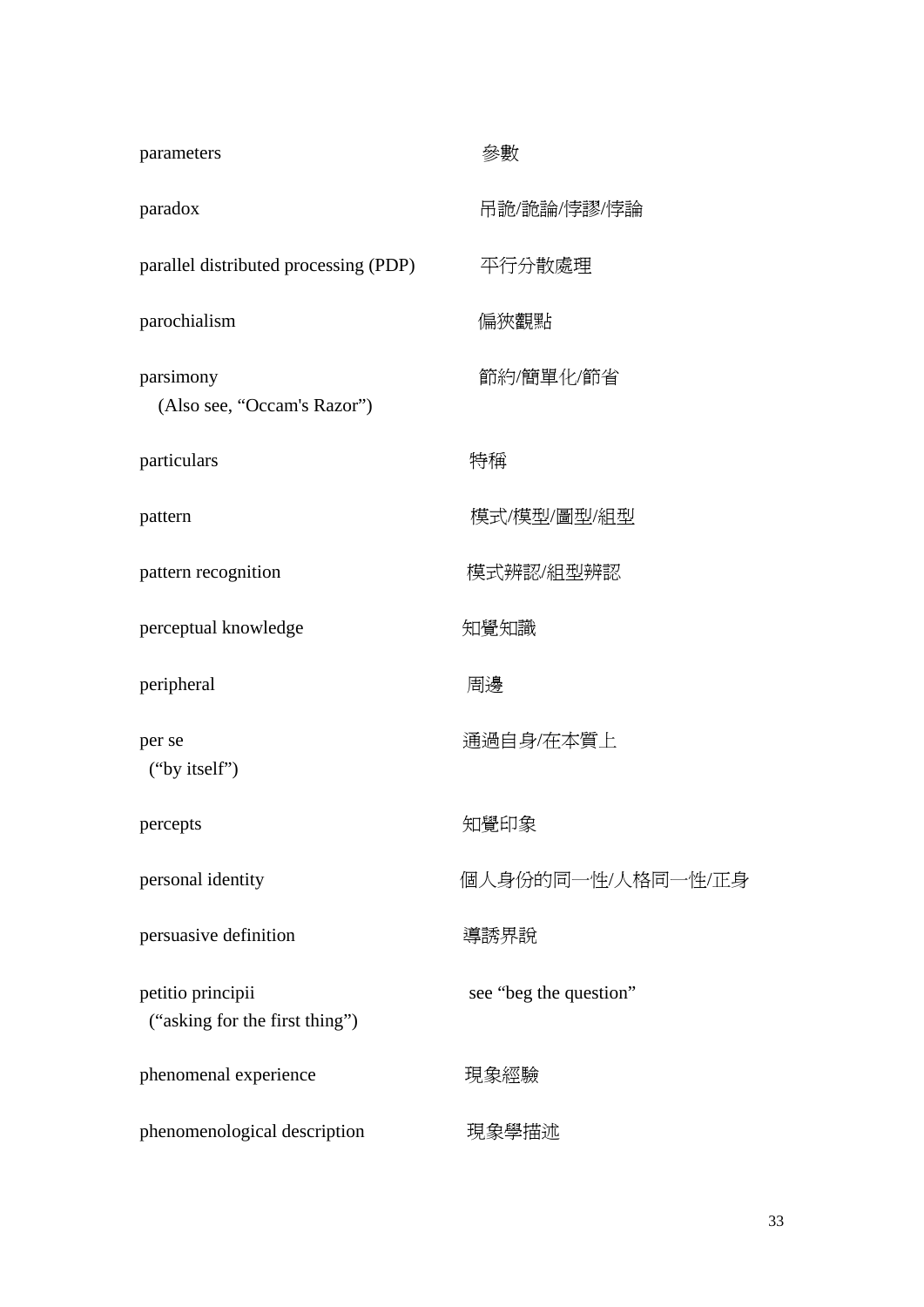| | |
|---|---|
| parameters | 參數 |
| paradox | 吊詭/詭論/悖謬/悖論 |
| parallel distributed processing (PDP) | 平行分散處理 |
| parochialism | 偏狹觀點 |
| parsimony (Also see, “Occam's Razor”) | 節約/簡單化/節省 |
| particulars | 特稱 |
| pattern | 模式/模型/圖型/組型 |
| pattern recognition | 模式辨認/組型辨認 |
| perceptual knowledge | 知覺知識 |
| peripheral | 周邊 |
| per se (“by itself”) | 通過自身/在本質上 |
| percepts | 知覺印象 |
| personal identity | 個人身份的同一性/人格同一性/正身 |
| persuasive definition | 導誘界說 |
| petitio principii (“asking for the first thing”) | see “beg the question” |
| phenomenal experience | 現象經驗 |
| phenomenological description | 現象學描述 |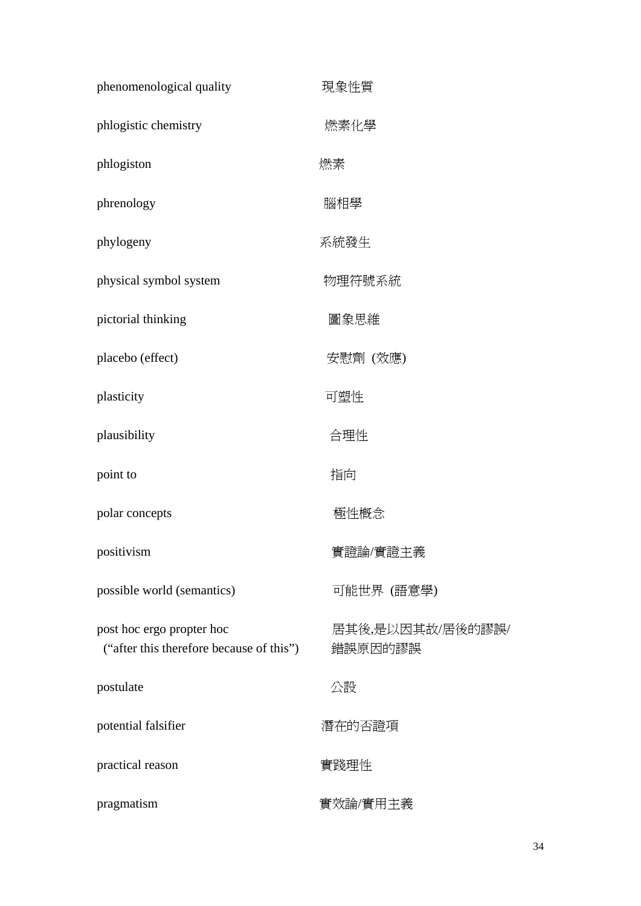| | |
|---|---|
| phenomenological quality | 現象性質 |
| phlogistic chemistry | 燃素化學 |
| phlogiston | 燃素 |
| phrenology | 腦相學 |
| phylogeny | 系統發生 |
| physical symbol system | 物理符號系統 |
| pictorial thinking | 圖象思維 |
| placebo (effect) | 安慰劑 (效應) |
| plasticity | 可塑性 |
| plausibility | 合理性 |
| point to | 指向 |
| polar concepts | 極性概念 |
| positivism | 實證論/實證主義 |
| possible world (semantics) | 可能世界 (語意學) |
| post hoc ergo propter hoc (“after this therefore because of this”) | 居其後,是以因其故/居後的謬誤/錯誤原因的謬誤 |
| postulate | 公設 |
| potential falsifier | 潛在的否證項 |
| practical reason | 實踐理性 |
| pragmatism | 實效論/實用主義 |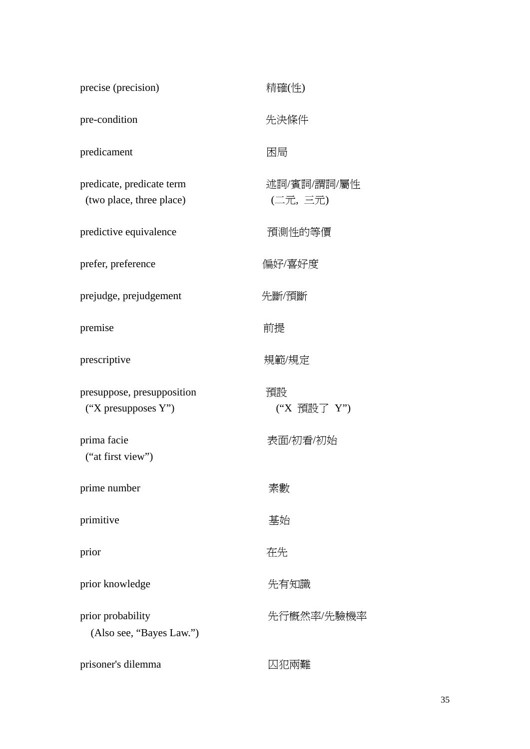| | |
|---|---|
| precise (precision) | 精確(性) |
| pre-condition | 先決條件 |
| predicament | 困局 |
| predicate, predicate term<br>(two place, three place) | 述詞/賓詞/謂詞/屬性<br>(二元, 三元) |
| predictive equivalence | 預測性的等價 |
| prefer, preference | 偏好/喜好度 |
| prejudge, prejudgement | 先斷/預斷 |
| premise | 前提 |
| prescriptive | 規範/規定 |
| presuppose, presupposition<br>(“X presupposes Y”) | 預設<br>(“X 預設了 Y”) |
| prima facie<br>(“at first view”) | 表面/初看/初始 |
| prime number | 素數 |
| primitive | 基始 |
| prior | 在先 |
| prior knowledge | 先有知識 |
| prior probability<br>(Also see, “Bayes Law.”) | 先行概然率/先驗機率 |
| prisoner's dilemma | 囚犯兩難 |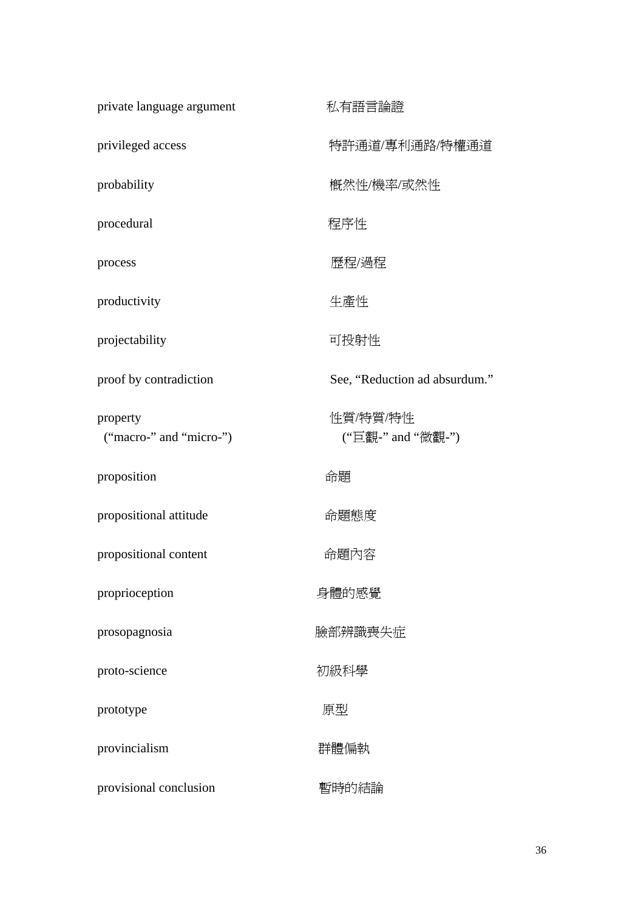| | |
|---|---|
| private language argument | 私有語言論證 |
| privileged access | 特許通道/專利通路/特權通道 |
| probability | 概然性/機率/或然性 |
| procedural | 程序性 |
| process | 歷程/過程 |
| productivity | 生產性 |
| projectability | 可投射性 |
| proof by contradiction | See, “Reduction ad absurdum.” |
| property<br>(“macro-” and “micro-”) | 性質/特質/特性<br>(“巨觀-” and “微觀-”) |
| proposition | 命題 |
| propositional attitude | 命題態度 |
| propositional content | 命題內容 |
| proprioception | 身體的感覺 |
| prosopagnosia | 臉部辨識喪失症 |
| proto-science | 初級科學 |
| prototype | 原型 |
| provincialism | 群體偏執 |
| provisional conclusion | 暫時的結論 |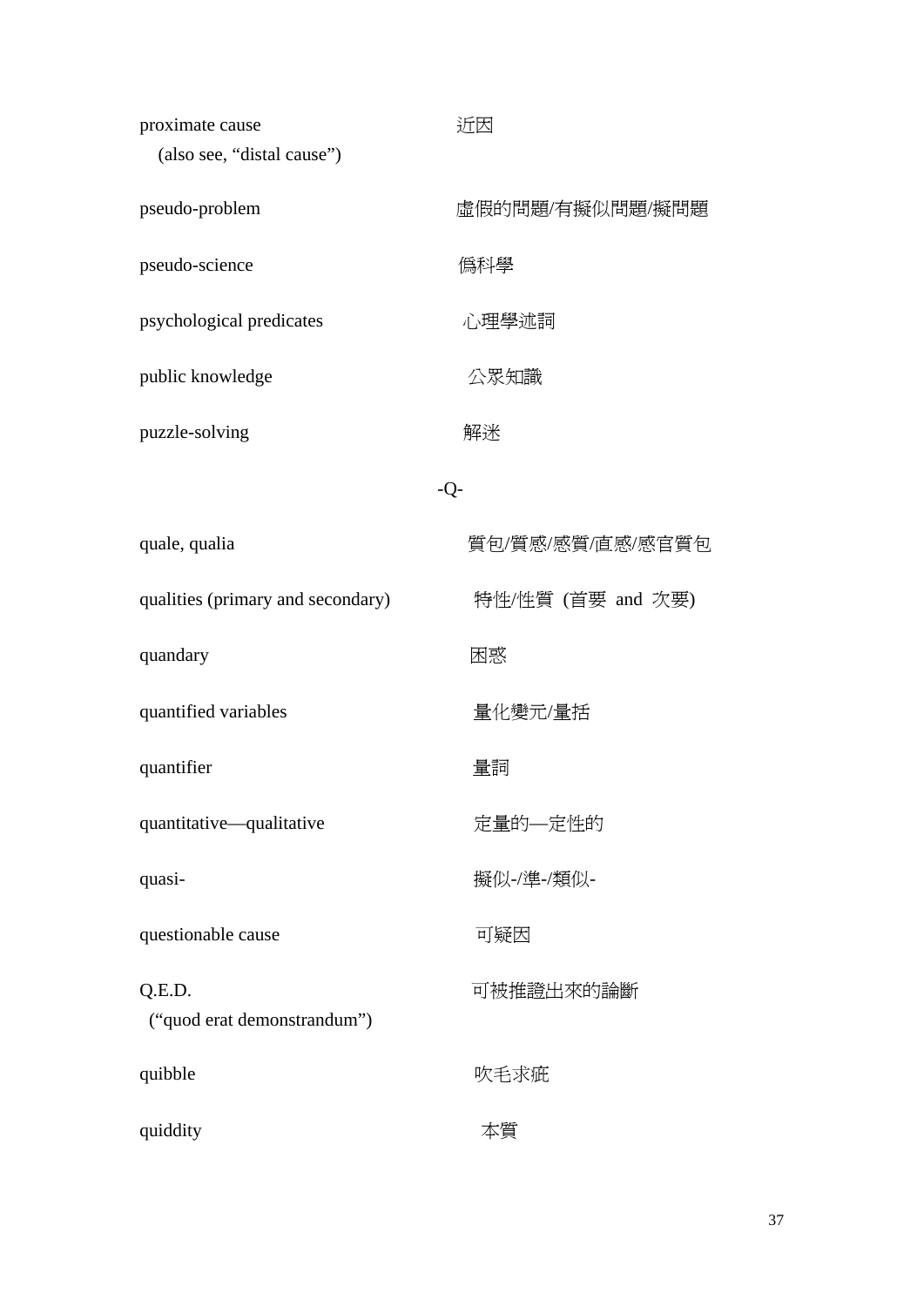| | |
|---|---|
| proximate cause<br>(also see, “distal cause”) | 近因 |
| pseudo-problem | 虛假的問題/有擬似問題/擬問題 |
| pseudo-science | 僞科學 |
| psychological predicates | 心理學述詞 |
| public knowledge | 公眾知識 |
| puzzle-solving | 解迷 |

-Q-

| | |
|---|---|
| quale, qualia | 質包/質感/感質/直感/感官質包 |
| qualities (primary and secondary) | 特性/性質 (首要 and 次要) |
| quandary | 困惑 |
| quantified variables | 量化變元/量括 |
| quantifier | 量詞 |
| quantitative—qualitative | 定量的—定性的 |
| quasi- | 擬似-/準-/類似- |
| questionable cause | 可疑因 |
| Q.E.D.<br>(“quod erat demonstrandum”) | 可被推證出來的論斷 |
| quibble | 吹毛求疵 |
| quiddity | 本質 |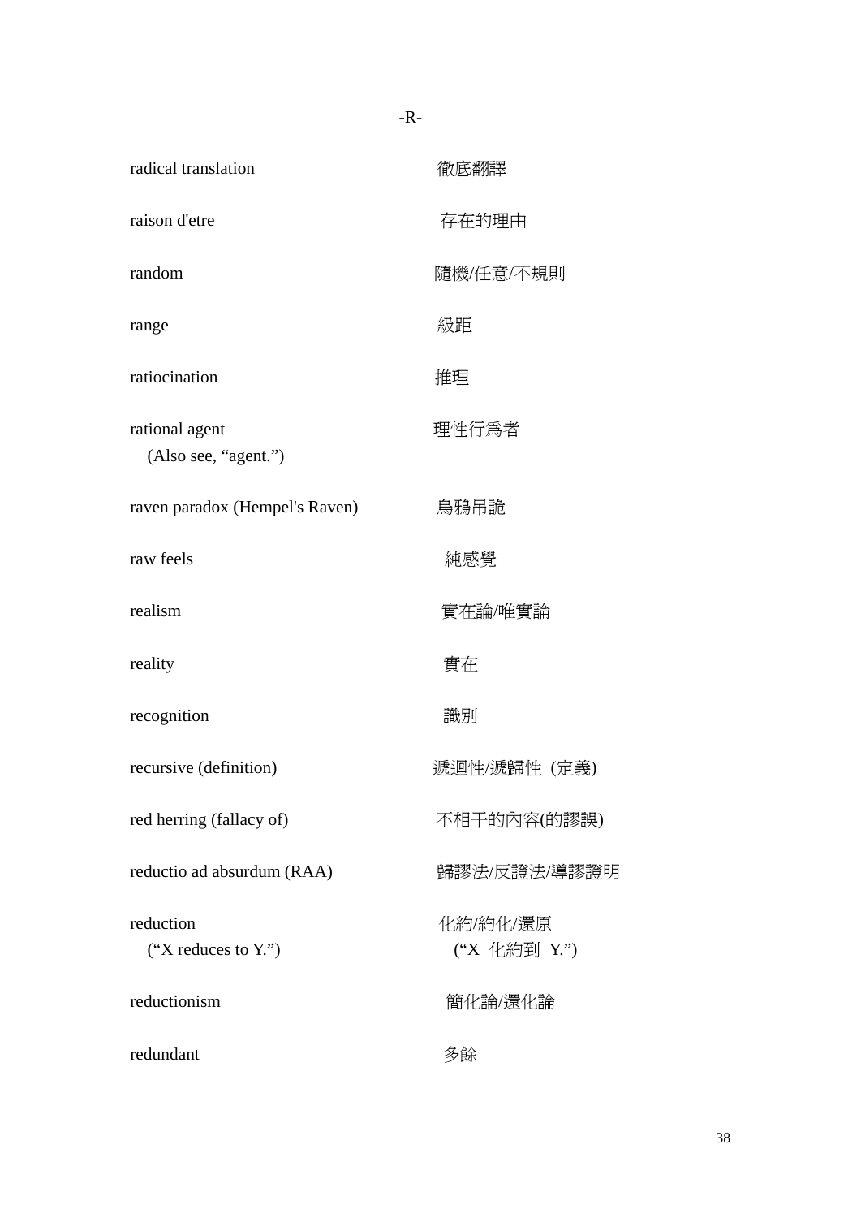-R-

| | |
|---|---|
| radical translation | 徹底翻譯 |
| raison d'etre | 存在的理由 |
| random | 隨機/任意/不規則 |
| range | 級距 |
| ratiocination | 推理 |
| rational agent<br>(Also see, “agent.”) | 理性行爲者 |
| raven paradox (Hempel's Raven) | 烏鴉吊詭 |
| raw feels | 純感覺 |
| realism | 實在論/唯實論 |
| reality | 實在 |
| recognition | 識別 |
| recursive (definition) | 遞迴性/遞歸性 (定義) |
| red herring (fallacy of) | 不相干的內容(的謬誤) |
| reductio ad absurdum (RAA) | 歸謬法/反證法/導謬證明 |
| reduction<br>(“X reduces to Y.”) | 化約/約化/還原<br>(“X 化約到 Y.”) |
| reductionism | 簡化論/還化論 |
| redundant | 多餘 |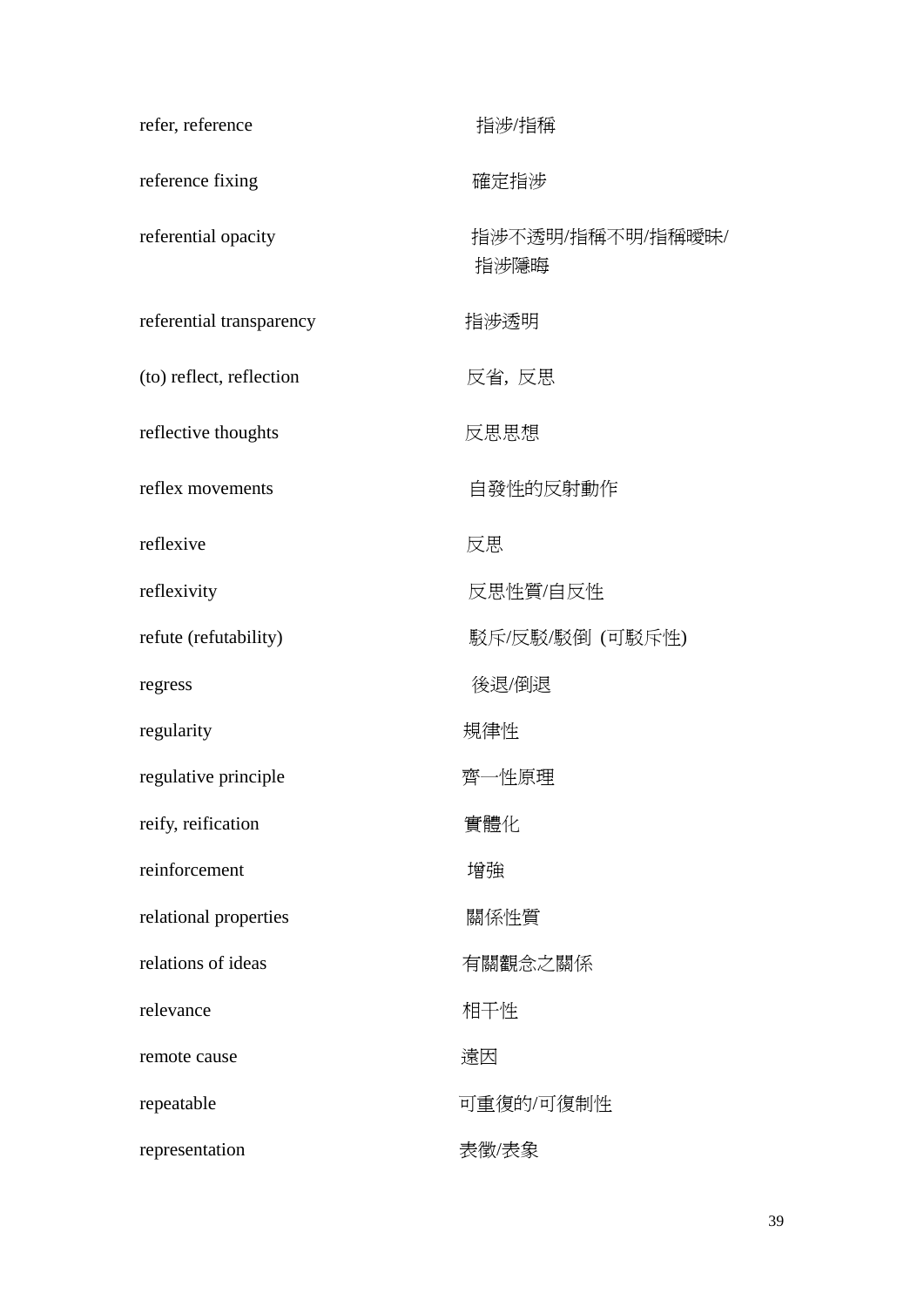| | |
|---|---|
| refer, reference | 指涉/指稱 |
| reference fixing | 確定指涉 |
| referential opacity | 指涉不透明/指稱不明/指稱曖昧/指涉隱晦 |
| referential transparency | 指涉透明 |
| (to) reflect, reflection | 反省, 反思 |
| reflective thoughts | 反思思想 |
| reflex movements | 自發性的反射動作 |
| reflexive | 反思 |
| reflexivity | 反思性質/自反性 |
| refute (refutability) | 駁斥/反駁/駁倒 (可駁斥性) |
| regress | 後退/倒退 |
| regularity | 規律性 |
| regulative principle | 齊一性原理 |
| reify, reification | 實體化 |
| reinforcement | 增強 |
| relational properties | 關係性質 |
| relations of ideas | 有關觀念之關係 |
| relevance | 相干性 |
| remote cause | 遠因 |
| repeatable | 可重復的/可復制性 |
| representation | 表徵/表象 |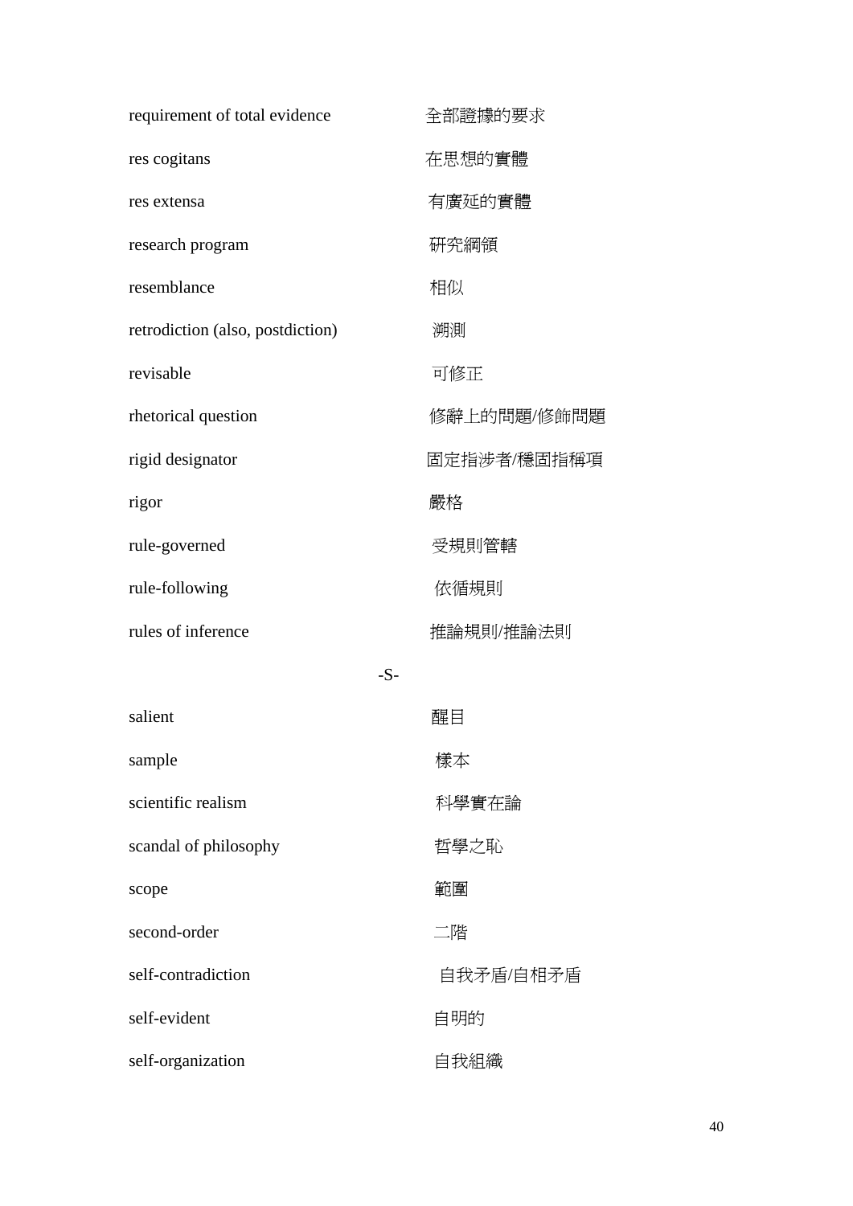| | |
|---|---|
| requirement of total evidence | 全部證據的要求 |
| res cogitans | 在思想的實體 |
| res extensa | 有廣延的實體 |
| research program | 研究綱領 |
| resemblance | 相似 |
| retrodiction (also, postdiction) | 溯測 |
| revisable | 可修正 |
| rhetorical question | 修辭上的問題/修飾問題 |
| rigid designator | 固定指涉者/穩固指稱項 |
| rigor | 嚴格 |
| rule-governed | 受規則管轄 |
| rule-following | 依循規則 |
| rules of inference | 推論規則/推論法則 |

-S-

| | |
|---|---|
| salient | 醒目 |
| sample | 樣本 |
| scientific realism | 科學實在論 |
| scandal of philosophy | 哲學之恥 |
| scope | 範圍 |
| second-order | 二階 |
| self-contradiction | 自我矛盾/自相矛盾 |
| self-evident | 自明的 |
| self-organization | 自我組織 |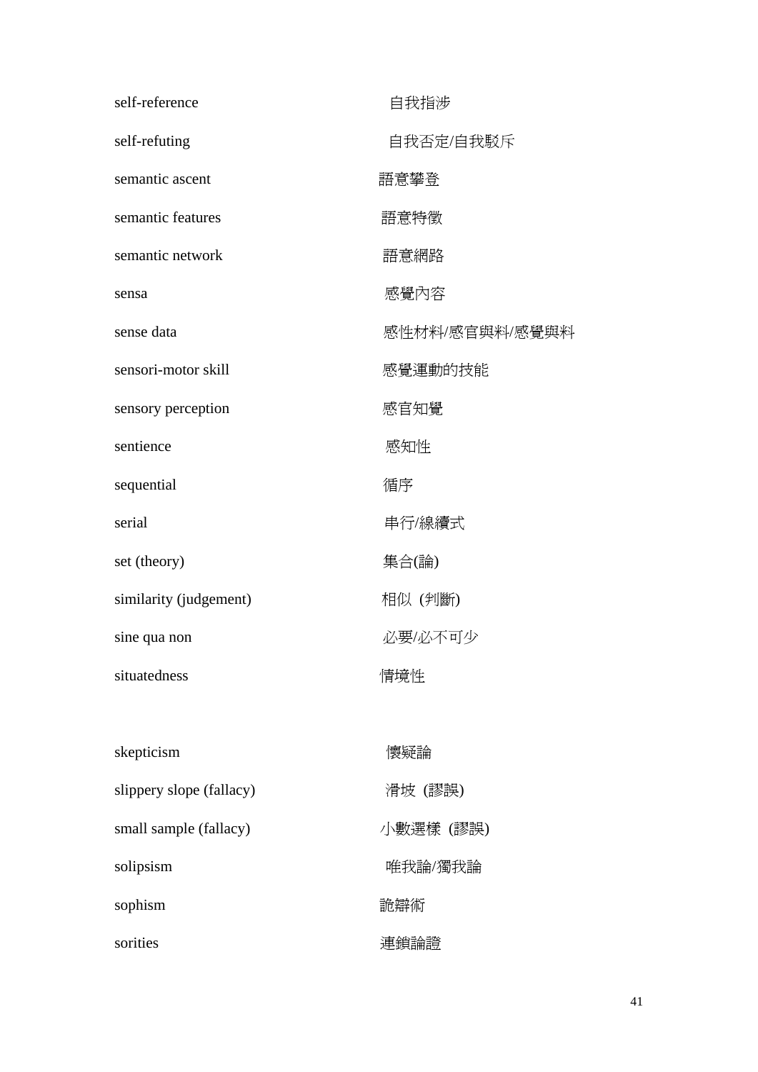| | |
|---|---|
| self-reference | 自我指涉 |
| self-refuting | 自我否定/自我駁斥 |
| semantic ascent | 語意攀登 |
| semantic features | 語意特徵 |
| semantic network | 語意網路 |
| sensa | 感覺內容 |
| sense data | 感性材料/感官與料/感覺與料 |
| sensori-motor skill | 感覺運動的技能 |
| sensory perception | 感官知覺 |
| sentience | 感知性 |
| sequential | 循序 |
| serial | 串行/線續式 |
| set (theory) | 集合(論) |
| similarity (judgement) | 相似 (判斷) |
| sine qua non | 必要/必不可少 |
| situatedness | 情境性 |
| skepticism | 懷疑論 |
| slippery slope (fallacy) | 滑坡 (謬誤) |
| small sample (fallacy) | 小數選樣 (謬誤) |
| solipsism | 唯我論/獨我論 |
| sophism | 詭辯術 |
| sorities | 連鎖論證 |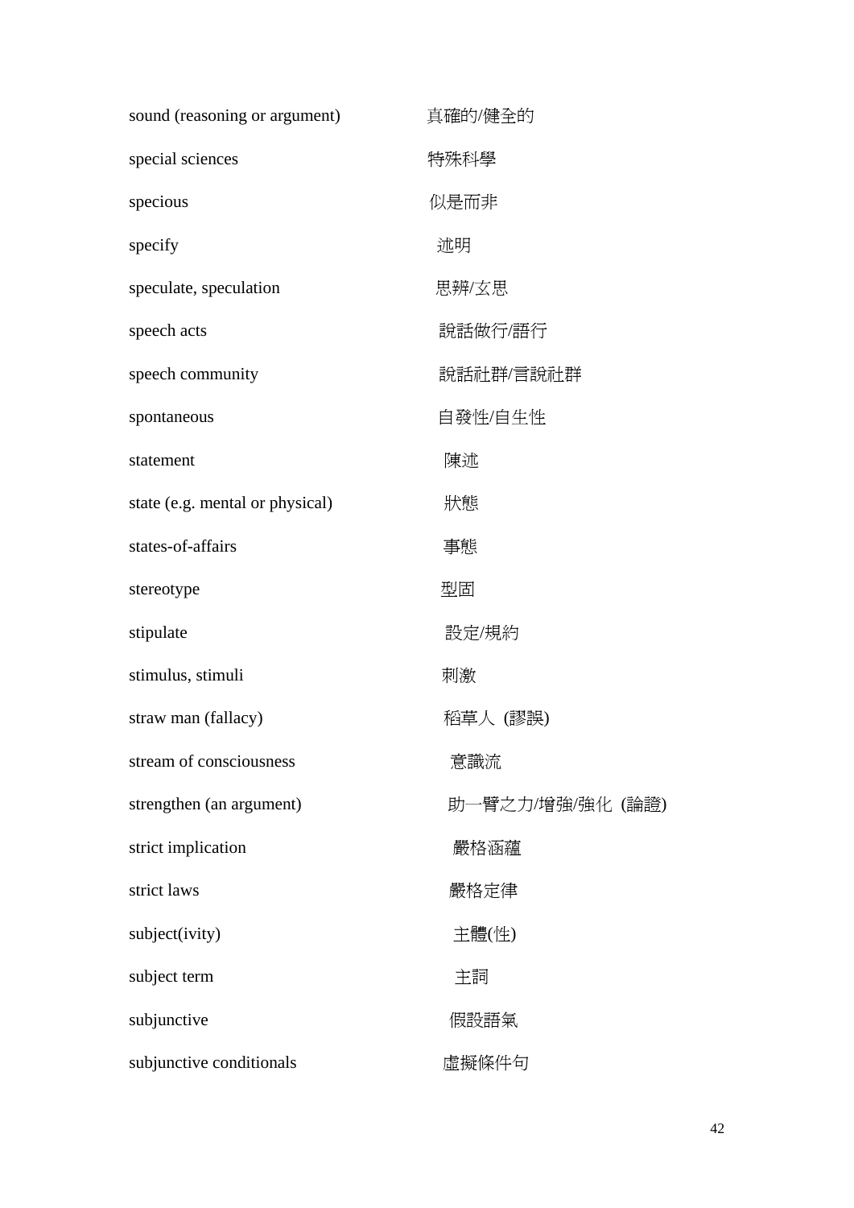| | |
|---|---|
| sound (reasoning or argument) | 真確的/健全的 |
| special sciences | 特殊科學 |
| specious | 似是而非 |
| specify | 述明 |
| speculate, speculation | 思辨/玄思 |
| speech acts | 說話做行/語行 |
| speech community | 說話社群/言說社群 |
| spontaneous | 自發性/自生性 |
| statement | 陳述 |
| state (e.g. mental or physical) | 狀態 |
| states-of-affairs | 事態 |
| stereotype | 型固 |
| stipulate | 設定/規約 |
| stimulus, stimuli | 刺激 |
| straw man (fallacy) | 稻草人 (謬誤) |
| stream of consciousness | 意識流 |
| strengthen (an argument) | 助一臂之力/增強/強化 (論證) |
| strict implication | 嚴格涵蘊 |
| strict laws | 嚴格定律 |
| subject(ivity) | 主體(性) |
| subject term | 主詞 |
| subjunctive | 假設語氣 |
| subjunctive conditionals | 虛擬條件句 |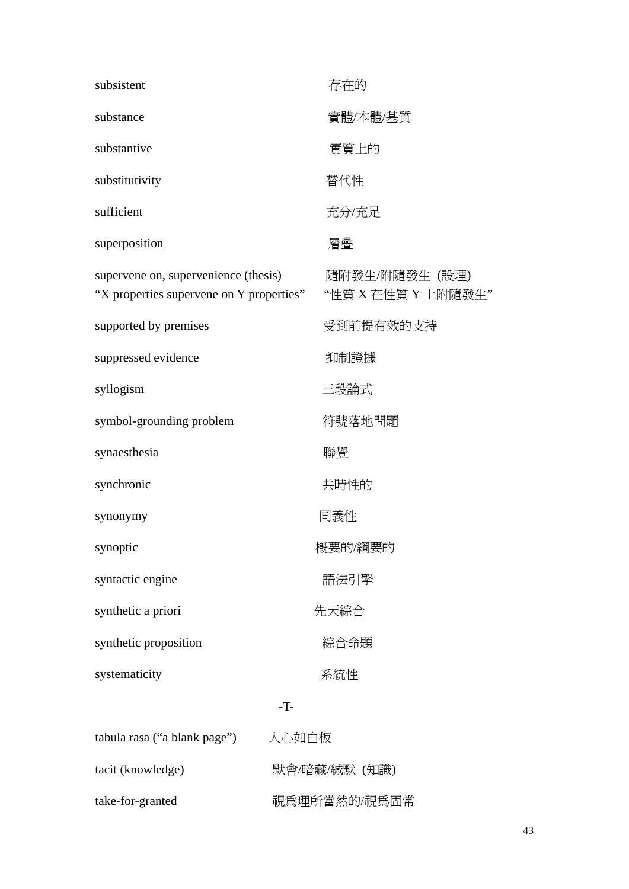| | |
|---|---|
| subsistent | 存在的 |
| substance | 實體/本體/基質 |
| substantive | 實質上的 |
| substitutivity | 替代性 |
| sufficient | 充分/充足 |
| superposition | 層疊 |
| supervene on, supervenience (thesis)<br>“X properties supervene on Y properties” | 隨附發生/附隨發生 (設理)<br>“性質 X 在性質 Y 上附隨發生” |
| supported by premises | 受到前提有效的支持 |
| suppressed evidence | 抑制證據 |
| syllogism | 三段論式 |
| symbol-grounding problem | 符號落地問題 |
| synaesthesia | 聯覺 |
| synchronic | 共時性的 |
| synonymy | 同義性 |
| synoptic | 概要的/綱要的 |
| syntactic engine | 語法引擎 |
| synthetic a priori | 先天綜合 |
| synthetic proposition | 綜合命題 |
| systematicity | 系統性 |

-T-

| | |
|---|---|
| tabula rasa (“a blank page”) | 人心如白板 |
| tacit (knowledge) | 默會/暗藏/緘默 (知識) |
| take-for-granted | 視爲理所當然的/視爲固常 |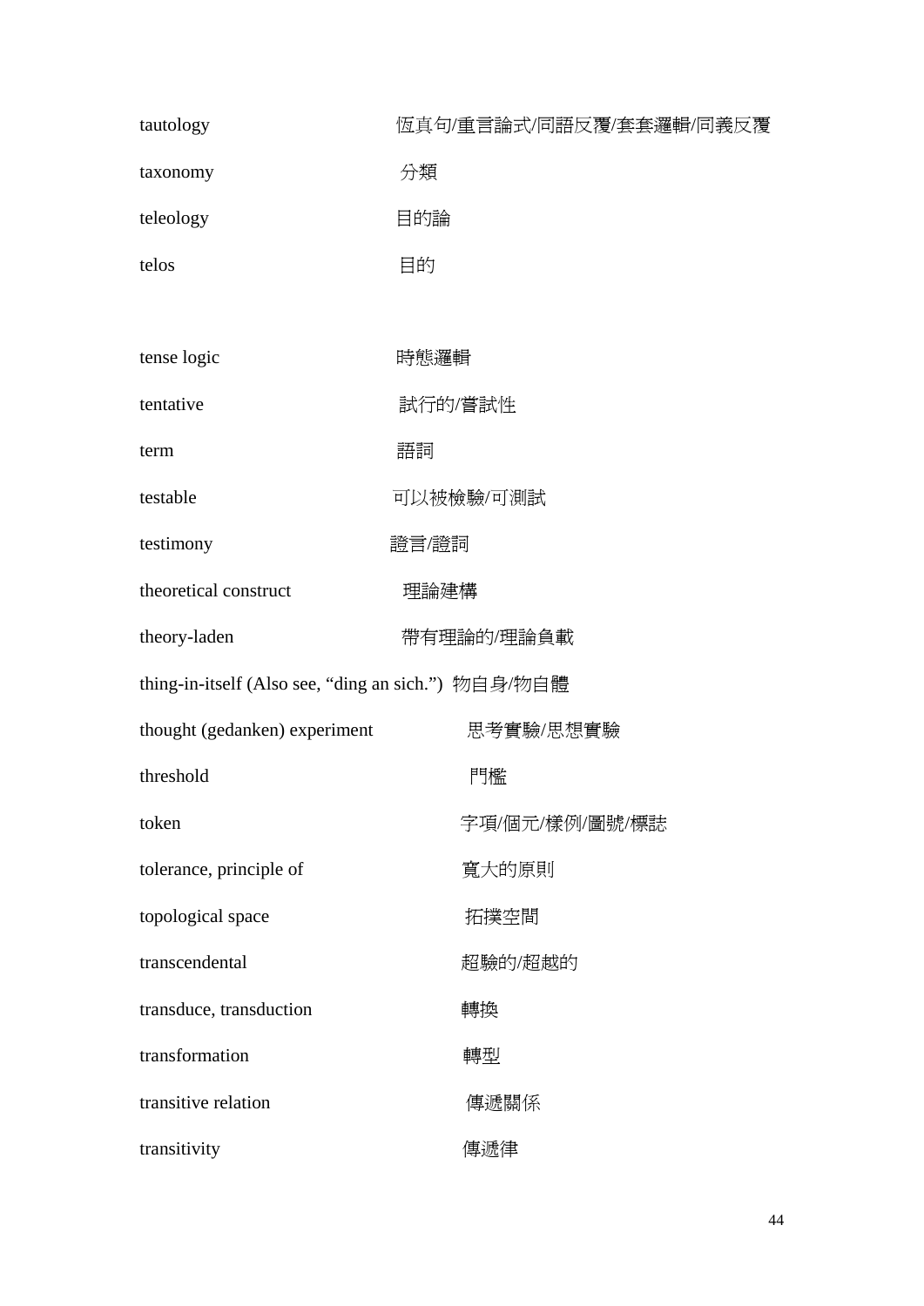tautology 恆真句/重言論式/同語反覆/套套邏輯/同義反覆

taxonomy 分類

teleology 目的論

telos 目的

tense logic 時態邏輯

tentative 試行的/嘗試性

term 語詞

testable 可以被檢驗/可測試

testimony 證言/證詞

theoretical construct 理論建構

theory-laden 帶有理論的/理論負載

thing-in-itself (Also see, “ding an sich.”) 物自身/物自體

thought (gedanken) experiment 思考實驗/思想實驗

threshold 門檻

token 字項/個元/樣例/圖號/標誌

tolerance, principle of 寬大的原則

topological space 拓撲空間

transcendental 超驗的/超越的

transduce, transduction 轉換

transformation 轉型

transitive relation 傳遞關係

transitivity 傳遞律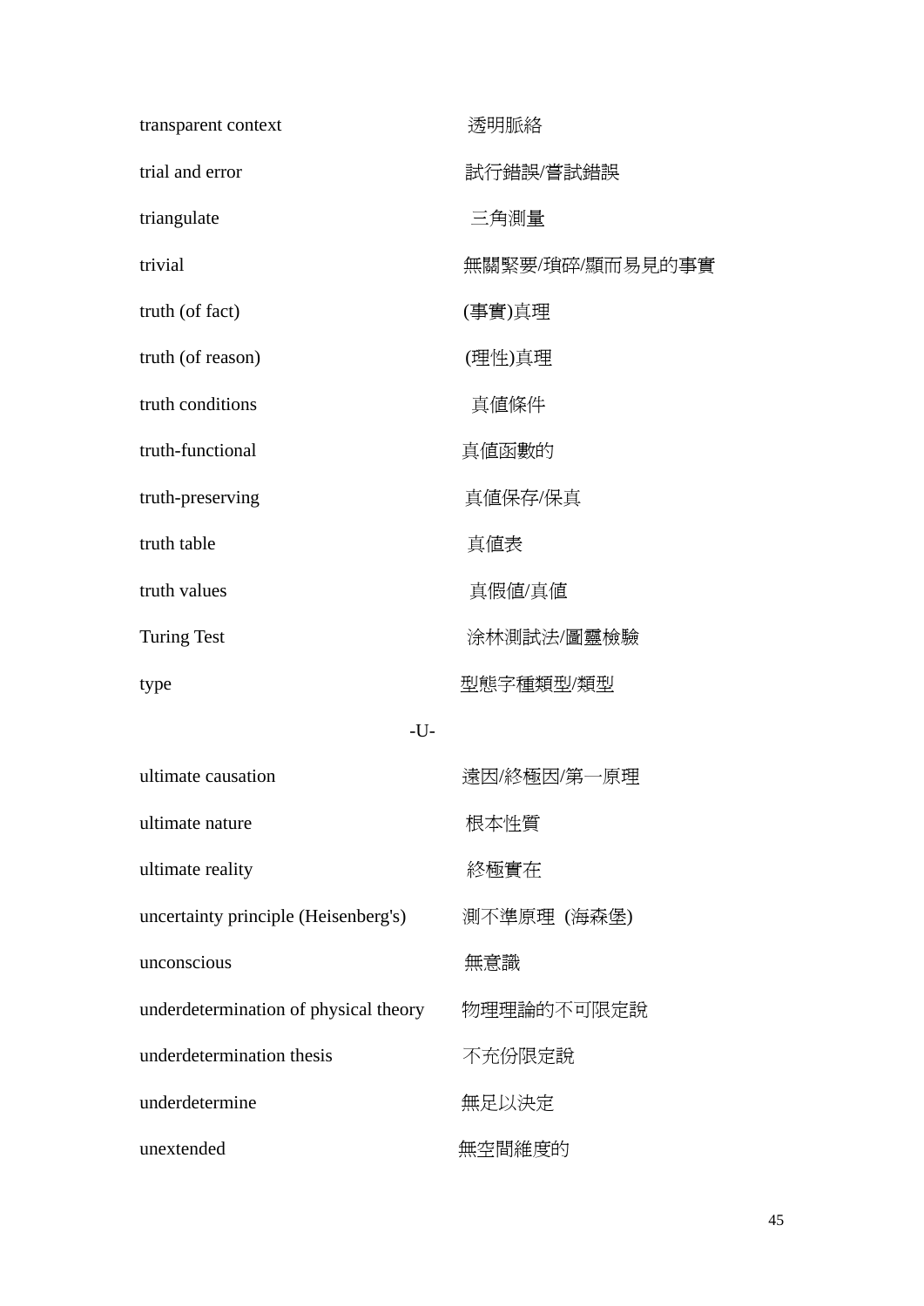| | |
|---|---|
| transparent context | 透明脈絡 |
| trial and error | 試行錯誤/嘗試錯誤 |
| triangulate | 三角測量 |
| trivial | 無關緊要/瑣碎/顯而易見的事實 |
| truth (of fact) | (事實)真理 |
| truth (of reason) | (理性)真理 |
| truth conditions | 真值條件 |
| truth-functional | 真值函數的 |
| truth-preserving | 真值保存/保真 |
| truth table | 真值表 |
| truth values | 真假值/真值 |
| Turing Test | 涂林測試法/圖靈檢驗 |
| type | 型態字種類型/類型 |

-U-

| | |
|---|---|
| ultimate causation | 遠因/終極因/第一原理 |
| ultimate nature | 根本性質 |
| ultimate reality | 終極實在 |
| uncertainty principle (Heisenberg's) | 測不準原理 (海森堡) |
| unconscious | 無意識 |
| underdetermination of physical theory | 物理理論的不可限定說 |
| underdetermination thesis | 不充份限定說 |
| underdetermine | 無足以決定 |
| unextended | 無空間維度的 |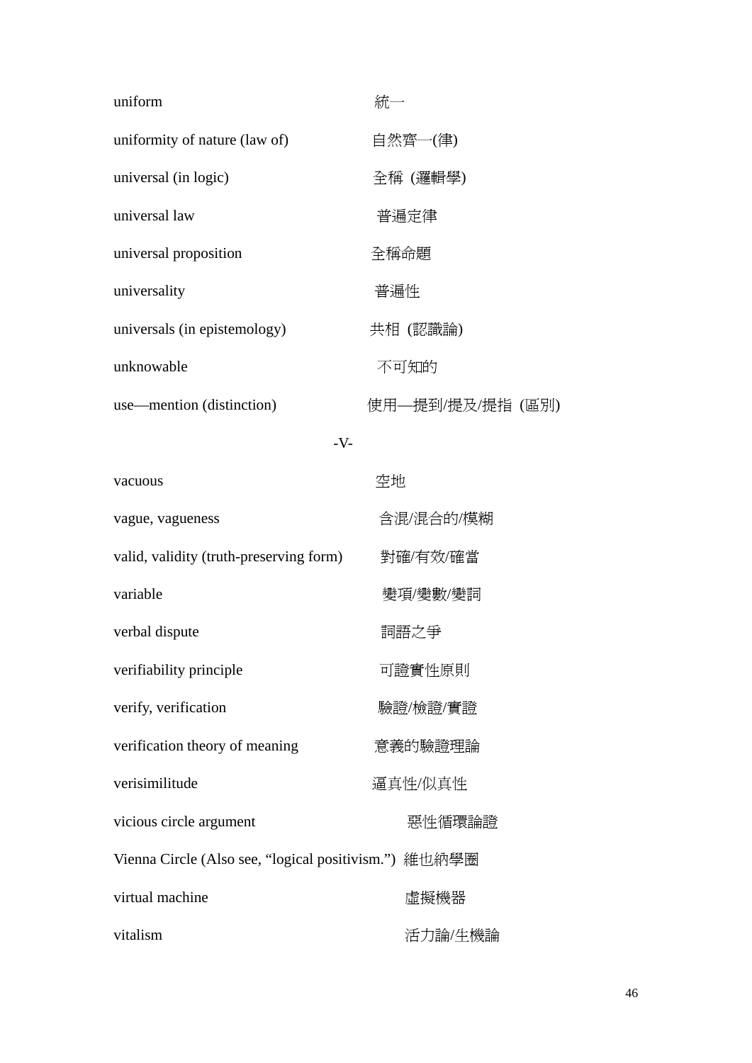| | |
|---|---|
| uniform | 統一 |
| uniformity of nature (law of) | 自然齊一(律) |
| universal (in logic) | 全稱 (邏輯學) |
| universal law | 普遍定律 |
| universal proposition | 全稱命題 |
| universality | 普遍性 |
| universals (in epistemology) | 共相 (認識論) |
| unknowable | 不可知的 |
| use—mention (distinction) | 使用—提到/提及/提指 (區別) |

-V-

| | |
|---|---|
| vacuous | 空地 |
| vague, vagueness | 含混/混合的/模糊 |
| valid, validity (truth-preserving form) | 對確/有效/確當 |
| variable | 變項/變數/變詞 |
| verbal dispute | 詞語之爭 |
| verifiability principle | 可證實性原則 |
| verify, verification | 驗證/檢證/實證 |
| verification theory of meaning | 意義的驗證理論 |
| verisimilitude | 逼真性/似真性 |
| vicious circle argument | 惡性循環論證 |
| Vienna Circle (Also see, “logical positivism.”) | 維也納學圈 |
| virtual machine | 虛擬機器 |
| vitalism | 活力論/生機論 |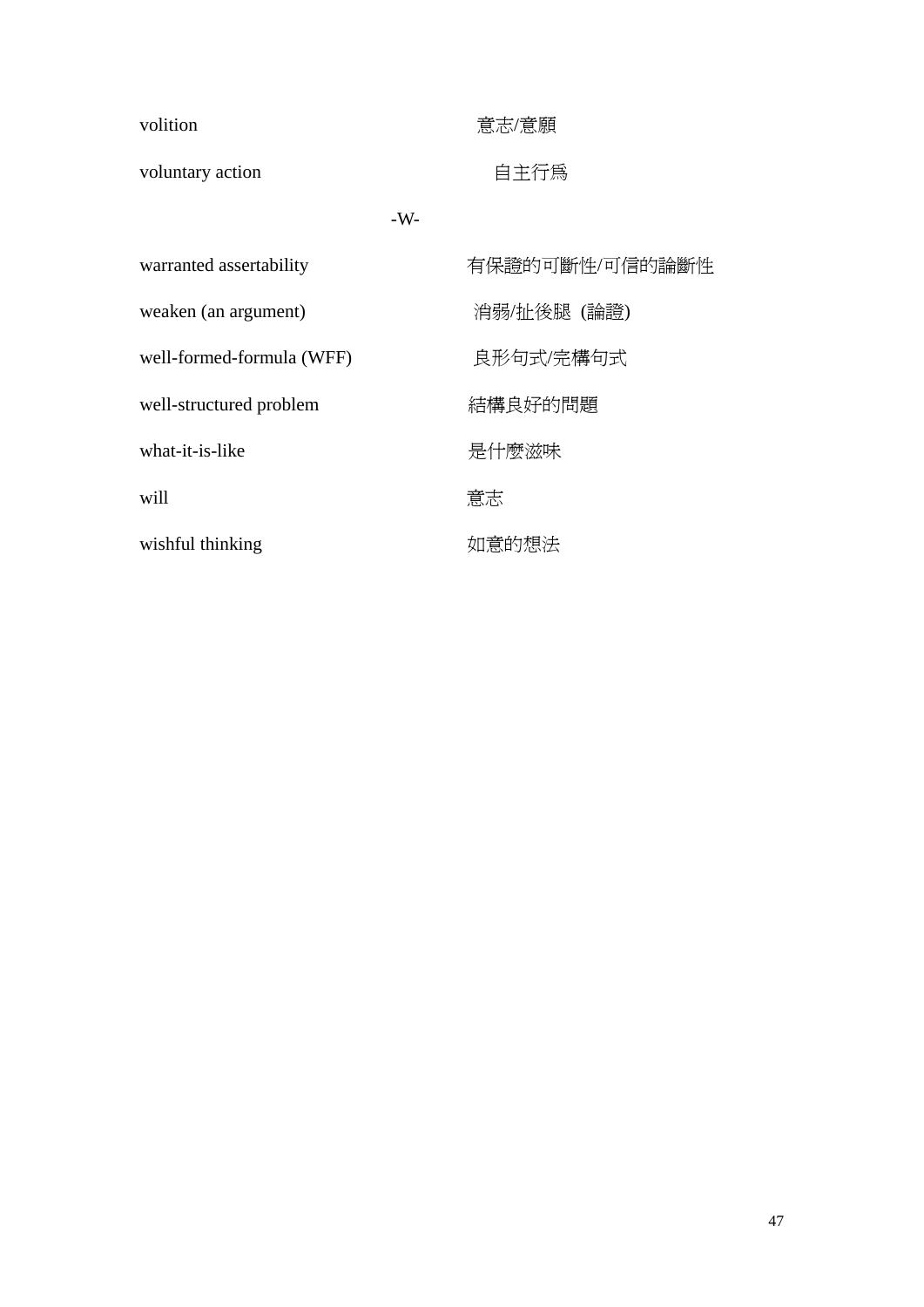| | |
|---|---|
| volition | 意志/意願 |
| voluntary action | 自主行爲 |

-W-

| | |
|---|---|
| warranted assertability | 有保證的可斷性/可信的論斷性 |
| weaken (an argument) | 消弱/扯後腿 (論證) |
| well-formed-formula (WFF) | 良形句式/完構句式 |
| well-structured problem | 結構良好的問題 |
| what-it-is-like | 是什麼滋味 |
| will | 意志 |
| wishful thinking | 如意的想法 |